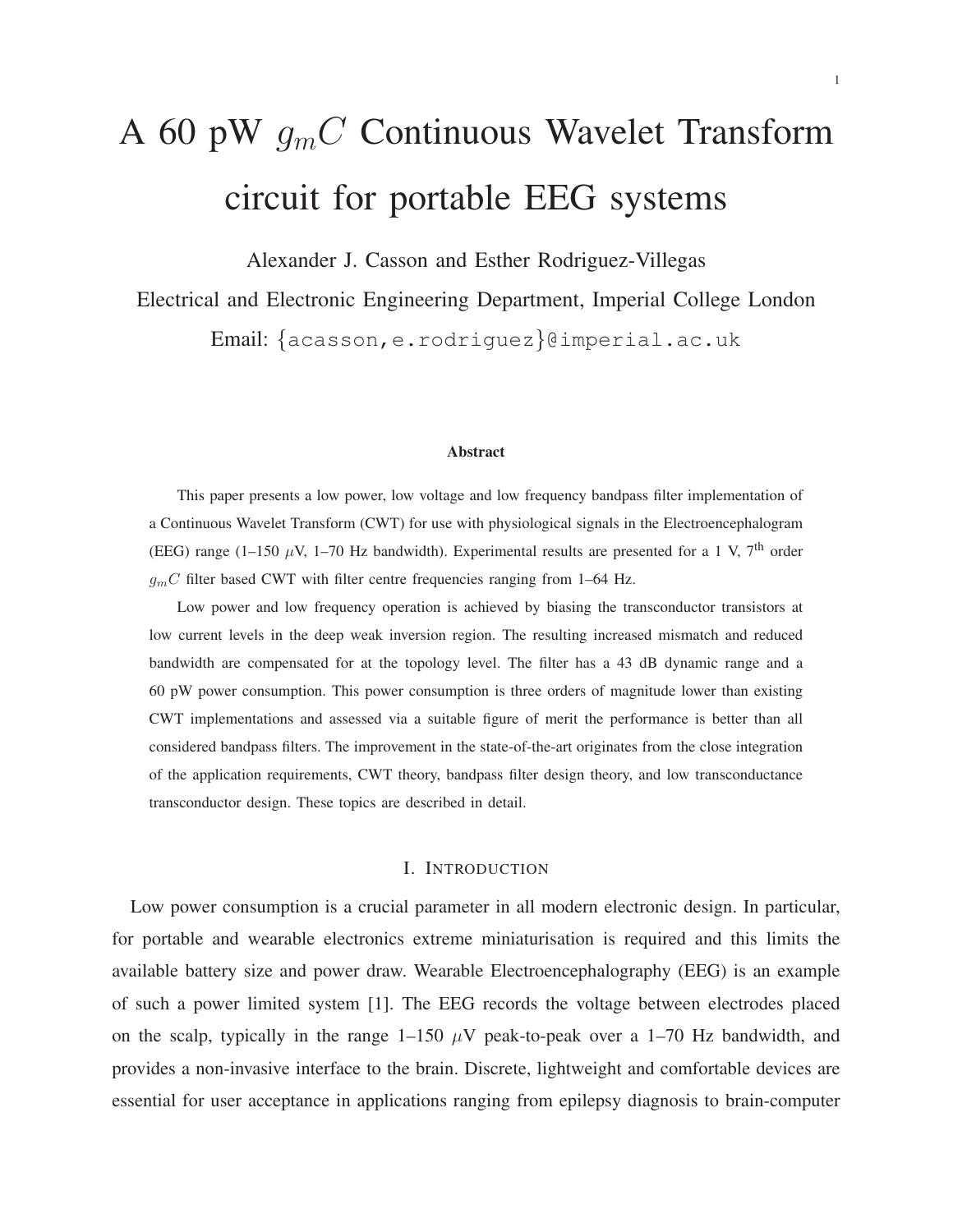# A 60 pW $g_mC$ Continuous Wavelet Transform circuit for portable EEG systems

Alexander J. Casson and Esther Rodriguez-Villegas

Electrical and Electronic Engineering Department, Imperial College London

Email: {acasson,e.rodriguez}@imperial.ac.uk

### Abstract

This paper presents a low power, low voltage and low frequency bandpass filter implementation of a Continuous Wavelet Transform (CWT) for use with physiological signals in the Electroencephalogram (EEG) range (1–150 $\mu$V, 1–70 Hz bandwidth). Experimental results are presented for a 1 V, 7[th] order $g_mC$ filter based CWT with filter centre frequencies ranging from 1–64 Hz.

Low power and low frequency operation is achieved by biasing the transconductor transistors at low current levels in the deep weak inversion region. The resulting increased mismatch and reduced bandwidth are compensated for at the topology level. The filter has a 43 dB dynamic range and a 60 pW power consumption. This power consumption is three orders of magnitude lower than existing CWT implementations and assessed via a suitable figure of merit the performance is better than all considered bandpass filters. The improvement in the state-of-the-art originates from the close integration of the application requirements, CWT theory, bandpass filter design theory, and low transconductance transconductor design. These topics are described in detail.

## I. Introduction

Low power consumption is a crucial parameter in all modern electronic design. In particular, for portable and wearable electronics extreme miniaturisation is required and this limits the available battery size and power draw. Wearable Electroencephalography (EEG) is an example of such a power limited system [1]. The EEG records the voltage between electrodes placed on the scalp, typically in the range 1–150 $\mu$V peak-to-peak over a 1–70 Hz bandwidth, and provides a non-invasive interface to the brain. Discrete, lightweight and comfortable devices are essential for user acceptance in applications ranging from epilepsy diagnosis to brain-computer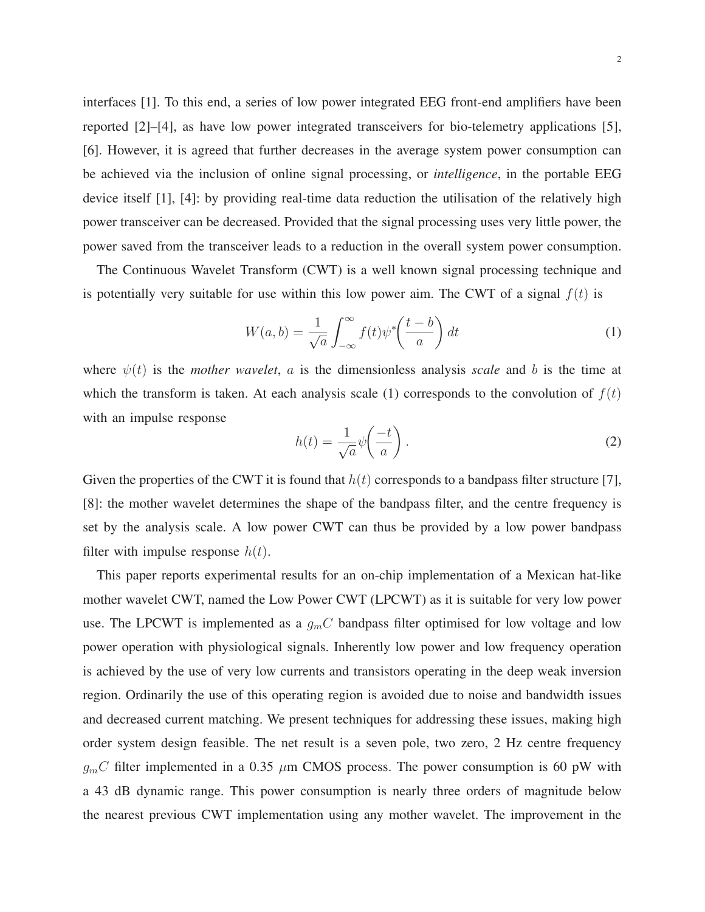interfaces [1]. To this end, a series of low power integrated EEG front-end amplifiers have been reported [2]–[4], as have low power integrated transceivers for bio-telemetry applications [5], [6]. However, it is agreed that further decreases in the average system power consumption can be achieved via the inclusion of online signal processing, or *intelligence*, in the portable EEG device itself [1], [4]: by providing real-time data reduction the utilisation of the relatively high power transceiver can be decreased. Provided that the signal processing uses very little power, the power saved from the transceiver leads to a reduction in the overall system power consumption.

The Continuous Wavelet Transform (CWT) is a well known signal processing technique and is potentially very suitable for use within this low power aim. The CWT of a signal $f(t)$ is

$$W(a,b) = \frac{1}{\sqrt{a}} \int_{-\infty}^{\infty} f(t) \psi^* \left( \frac{t-b}{a} \right) dt \tag{1}$$

where $\psi(t)$ is the *mother wavelet*, $a$ is the dimensionless analysis *scale* and $b$ is the time at which the transform is taken. At each analysis scale (1) corresponds to the convolution of $f(t)$ with an impulse response

$$h(t) = \frac{1}{\sqrt{a}} \psi \left( \frac{-t}{a} \right). \tag{2}$$

Given the properties of the CWT it is found that $h(t)$ corresponds to a bandpass filter structure [7], [8]: the mother wavelet determines the shape of the bandpass filter, and the centre frequency is set by the analysis scale. A low power CWT can thus be provided by a low power bandpass filter with impulse response $h(t)$.

This paper reports experimental results for an on-chip implementation of a Mexican hat-like mother wavelet CWT, named the Low Power CWT (LPCWT) as it is suitable for very low power use. The LPCWT is implemented as a $g_m C$ bandpass filter optimised for low voltage and low power operation with physiological signals. Inherently low power and low frequency operation is achieved by the use of very low currents and transistors operating in the deep weak inversion region. Ordinarily the use of this operating region is avoided due to noise and bandwidth issues and decreased current matching. We present techniques for addressing these issues, making high order system design feasible. The net result is a seven pole, two zero, 2 Hz centre frequency $g_m C$ filter implemented in a 0.35 $\mu$m CMOS process. The power consumption is 60 pW with a 43 dB dynamic range. This power consumption is nearly three orders of magnitude below the nearest previous CWT implementation using any mother wavelet. The improvement in the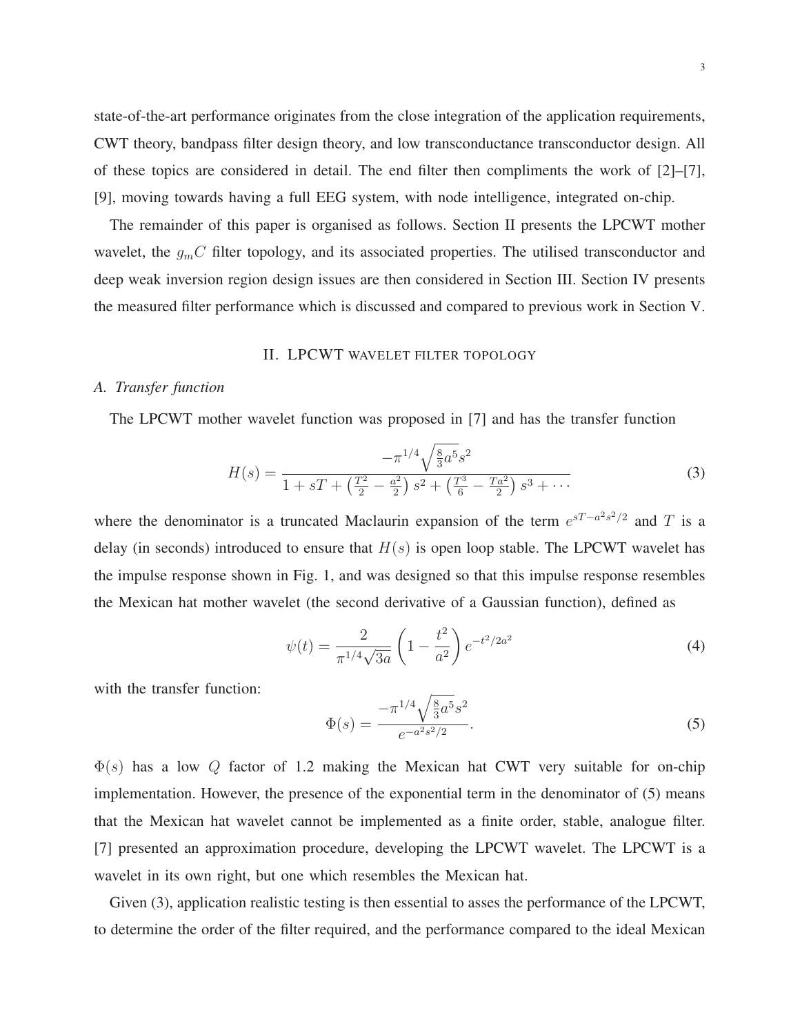state-of-the-art performance originates from the close integration of the application requirements, CWT theory, bandpass filter design theory, and low transconductance transconductor design. All of these topics are considered in detail. The end filter then compliments the work of [2]–[7], [9], moving towards having a full EEG system, with node intelligence, integrated on-chip.

The remainder of this paper is organised as follows. Section II presents the LPCWT mother wavelet, the $g_mC$ filter topology, and its associated properties. The utilised transconductor and deep weak inversion region design issues are then considered in Section III. Section IV presents the measured filter performance which is discussed and compared to previous work in Section V.

## II. LPCWT wavelet filter topology

### *A. Transfer function*

The LPCWT mother wavelet function was proposed in [7] and has the transfer function

$$H(s) = \frac{-\pi^{1/4}\sqrt{\frac{8}{3}a^5}s^2}{1 + sT + \left(\frac{T^2}{2} - \frac{a^2}{2}\right)s^2 + \left(\frac{T^3}{6} - \frac{Ta^2}{2}\right)s^3 + \cdots} \tag{3}$$

where the denominator is a truncated Maclaurin expansion of the term $e^{sT - a^2s^2/2}$ and $T$ is a delay (in seconds) introduced to ensure that $H(s)$ is open loop stable. The LPCWT wavelet has the impulse response shown in Fig. 1, and was designed so that this impulse response resembles the Mexican hat mother wavelet (the second derivative of a Gaussian function), defined as

$$\psi(t) = \frac{2}{\pi^{1/4}\sqrt{3a}}\left(1 - \frac{t^2}{a^2}\right)e^{-t^2/2a^2} \tag{4}$$

with the transfer function:

$$\Phi(s) = \frac{-\pi^{1/4}\sqrt{\frac{8}{3}a^5}s^2}{e^{-a^2s^2/2}}. \tag{5}$$

$\Phi(s)$ has a low $Q$ factor of 1.2 making the Mexican hat CWT very suitable for on-chip implementation. However, the presence of the exponential term in the denominator of (5) means that the Mexican hat wavelet cannot be implemented as a finite order, stable, analogue filter. [7] presented an approximation procedure, developing the LPCWT wavelet. The LPCWT is a wavelet in its own right, but one which resembles the Mexican hat.

Given (3), application realistic testing is then essential to asses the performance of the LPCWT, to determine the order of the filter required, and the performance compared to the ideal Mexican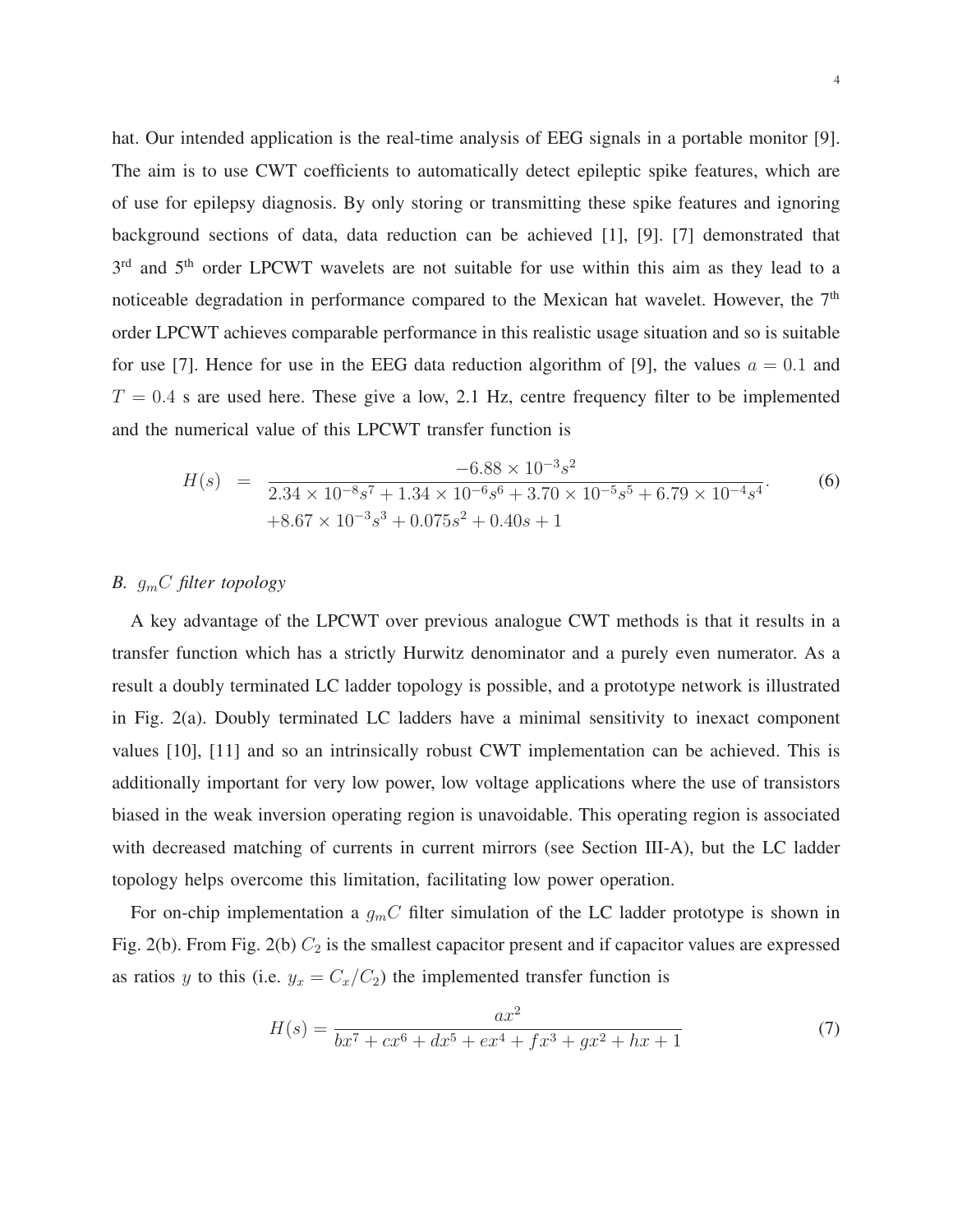hat. Our intended application is the real-time analysis of EEG signals in a portable monitor [9]. The aim is to use CWT coefficients to automatically detect epileptic spike features, which are of use for epilepsy diagnosis. By only storing or transmitting these spike features and ignoring background sections of data, data reduction can be achieved [1], [9]. [7] demonstrated that 3rd and 5th order LPCWT wavelets are not suitable for use within this aim as they lead to a noticeable degradation in performance compared to the Mexican hat wavelet. However, the 7th order LPCWT achieves comparable performance in this realistic usage situation and so is suitable for use [7]. Hence for use in the EEG data reduction algorithm of [9], the values $a = 0.1$ and $T = 0.4$ s are used here. These give a low, 2.1 Hz, centre frequency filter to be implemented and the numerical value of this LPCWT transfer function is

$$H(s) = \frac{-6.88 \times 10^{-3} s^2}{\begin{array}{c} 2.34 \times 10^{-8} s^7 + 1.34 \times 10^{-6} s^6 + 3.70 \times 10^{-5} s^5 + 6.79 \times 10^{-4} s^4 \\ +8.67 \times 10^{-3} s^3 + 0.075 s^2 + 0.40 s + 1 \end{array}}. \tag{6}$$

### B. $g_m C$ filter topology

A key advantage of the LPCWT over previous analogue CWT methods is that it results in a transfer function which has a strictly Hurwitz denominator and a purely even numerator. As a result a doubly terminated LC ladder topology is possible, and a prototype network is illustrated in Fig. 2(a). Doubly terminated LC ladders have a minimal sensitivity to inexact component values [10], [11] and so an intrinsically robust CWT implementation can be achieved. This is additionally important for very low power, low voltage applications where the use of transistors biased in the weak inversion operating region is unavoidable. This operating region is associated with decreased matching of currents in current mirrors (see Section III-A), but the LC ladder topology helps overcome this limitation, facilitating low power operation.

For on-chip implementation a $g_m C$ filter simulation of the LC ladder prototype is shown in Fig. 2(b). From Fig. 2(b) $C_2$ is the smallest capacitor present and if capacitor values are expressed as ratios $y$ to this (i.e. $y_x = C_x / C_2$) the implemented transfer function is

$$H(s) = \frac{a x^2}{b x^7 + c x^6 + d x^5 + e x^4 + f x^3 + g x^2 + h x + 1} \tag{7}$$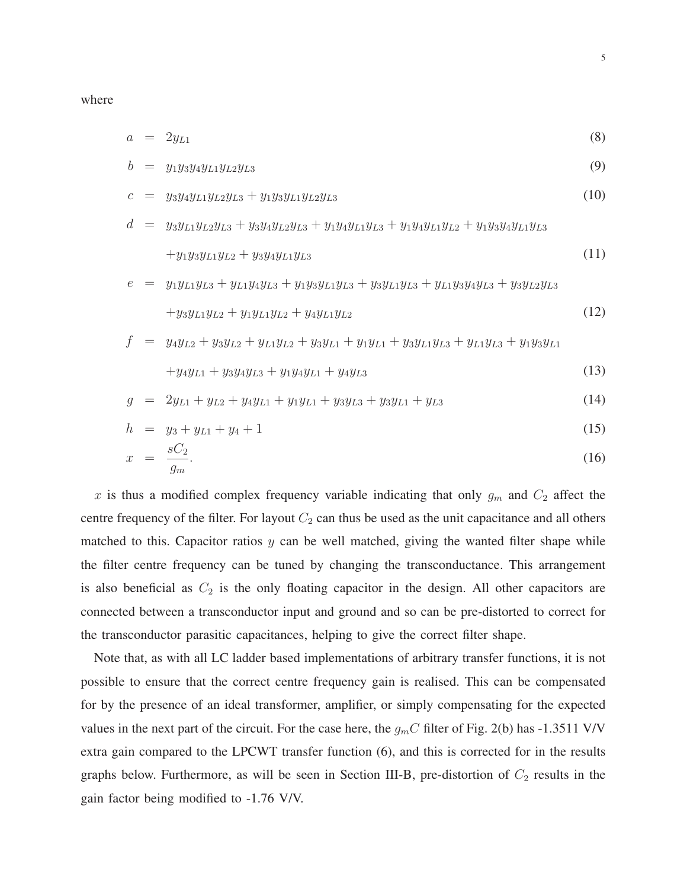where

$$a = 2y_{L1} \tag{8}$$

$$b = y_1 y_3 y_4 y_{L1} y_{L2} y_{L3} \tag{9}$$

$$c = y_3 y_4 y_{L1} y_{L2} y_{L3} + y_1 y_3 y_{L1} y_{L2} y_{L3} \tag{10}$$

$$\begin{aligned} d = {} & y_3 y_{L1} y_{L2} y_{L3} + y_3 y_4 y_{L2} y_{L3} + y_1 y_4 y_{L1} y_{L3} + y_1 y_4 y_{L1} y_{L2} + y_1 y_3 y_4 y_{L1} y_{L3} \\ & + y_1 y_3 y_{L1} y_{L2} + y_3 y_4 y_{L1} y_{L3} \end{aligned} \tag{11}$$

$$\begin{aligned} e = {} & y_1 y_{L1} y_{L3} + y_{L1} y_4 y_{L3} + y_1 y_3 y_{L1} y_{L3} + y_3 y_{L1} y_{L3} + y_{L1} y_3 y_4 y_{L3} + y_3 y_{L2} y_{L3} \\ & + y_3 y_{L1} y_{L2} + y_1 y_{L1} y_{L2} + y_4 y_{L1} y_{L2} \end{aligned} \tag{12}$$

$$\begin{aligned} f = {} & y_4 y_{L2} + y_3 y_{L2} + y_{L1} y_{L2} + y_3 y_{L1} + y_1 y_{L1} + y_3 y_{L1} y_{L3} + y_{L1} y_{L3} + y_1 y_3 y_{L1} \\ & + y_4 y_{L1} + y_3 y_4 y_{L3} + y_1 y_4 y_{L1} + y_4 y_{L3} \end{aligned} \tag{13}$$

$$g = 2y_{L1} + y_{L2} + y_4 y_{L1} + y_1 y_{L1} + y_3 y_{L3} + y_3 y_{L1} + y_{L3} \tag{14}$$

$$h = y_3 + y_{L1} + y_4 + 1 \tag{15}$$

$$x = \frac{sC_2}{g_m}. \tag{16}$$

$x$ is thus a modified complex frequency variable indicating that only $g_m$ and $C_2$ affect the centre frequency of the filter. For layout $C_2$ can thus be used as the unit capacitance and all others matched to this. Capacitor ratios $y$ can be well matched, giving the wanted filter shape while the filter centre frequency can be tuned by changing the transconductance. This arrangement is also beneficial as $C_2$ is the only floating capacitor in the design. All other capacitors are connected between a transconductor input and ground and so can be pre-distorted to correct for the transconductor parasitic capacitances, helping to give the correct filter shape.

Note that, as with all LC ladder based implementations of arbitrary transfer functions, it is not possible to ensure that the correct centre frequency gain is realised. This can be compensated for by the presence of an ideal transformer, amplifier, or simply compensating for the expected values in the next part of the circuit. For the case here, the $g_mC$ filter of Fig. 2(b) has -1.3511 V/V extra gain compared to the LPCWT transfer function (6), and this is corrected for in the results graphs below. Furthermore, as will be seen in Section III-B, pre-distortion of $C_2$ results in the gain factor being modified to -1.76 V/V.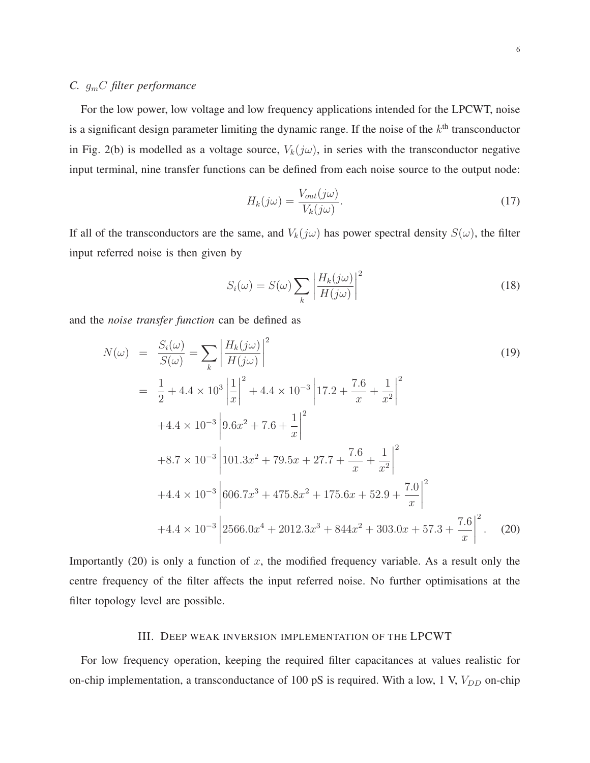### C. $g_mC$ filter performance

For the low power, low voltage and low frequency applications intended for the LPCWT, noise is a significant design parameter limiting the dynamic range. If the noise of the $k^{\text{th}}$ transconductor in Fig. 2(b) is modelled as a voltage source, $V_k(j\omega)$, in series with the transconductor negative input terminal, nine transfer functions can be defined from each noise source to the output node:

$$H_k(j\omega) = \frac{V_{out}(j\omega)}{V_k(j\omega)}. \tag{17}$$

If all of the transconductors are the same, and $V_k(j\omega)$ has power spectral density $S(\omega)$, the filter input referred noise is then given by

$$S_i(\omega) = S(\omega) \sum_k \left| \frac{H_k(j\omega)}{H(j\omega)} \right|^2 \tag{18}$$

and the *noise transfer function* can be defined as

$$
\begin{aligned}
N(\omega) &= \frac{S_i(\omega)}{S(\omega)} = \sum_k \left| \frac{H_k(j\omega)}{H(j\omega)} \right|^2 && (19)\\
&= \frac{1}{2} + 4.4 \times 10^3 \left| \frac{1}{x} \right|^2 + 4.4 \times 10^{-3} \left| 17.2 + \frac{7.6}{x} + \frac{1}{x^2} \right|^2 \\
&\quad + 4.4 \times 10^{-3} \left| 9.6x^2 + 7.6 + \frac{1}{x} \right|^2 \\
&\quad + 8.7 \times 10^{-3} \left| 101.3x^2 + 79.5x + 27.7 + \frac{7.6}{x} + \frac{1}{x^2} \right|^2 \\
&\quad + 4.4 \times 10^{-3} \left| 606.7x^3 + 475.8x^2 + 175.6x + 52.9 + \frac{7.0}{x} \right|^2 \\
&\quad + 4.4 \times 10^{-3} \left| 2566.0x^4 + 2012.3x^3 + 844x^2 + 303.0x + 57.3 + \frac{7.6}{x} \right|^2. && (20)
\end{aligned}
$$

Importantly (20) is only a function of $x$, the modified frequency variable. As a result only the centre frequency of the filter affects the input referred noise. No further optimisations at the filter topology level are possible.

## III. Deep weak inversion implementation of the LPCWT

For low frequency operation, keeping the required filter capacitances at values realistic for on-chip implementation, a transconductance of 100 pS is required. With a low, 1 V, $V_{DD}$ on-chip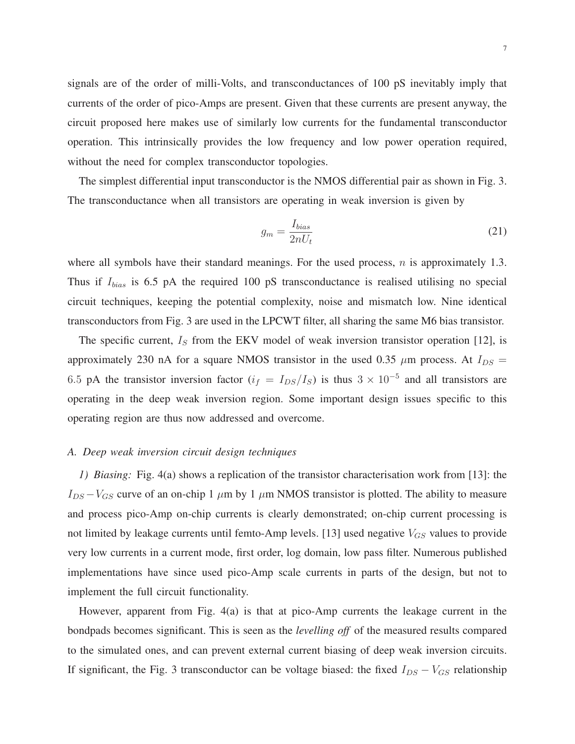signals are of the order of milli-Volts, and transconductances of 100 pS inevitably imply that currents of the order of pico-Amps are present. Given that these currents are present anyway, the circuit proposed here makes use of similarly low currents for the fundamental transconductor operation. This intrinsically provides the low frequency and low power operation required, without the need for complex transconductor topologies.

The simplest differential input transconductor is the NMOS differential pair as shown in Fig. 3. The transconductance when all transistors are operating in weak inversion is given by

$$g_m = \frac{I_{bias}}{2nU_t} \tag{21}$$

where all symbols have their standard meanings. For the used process, $n$ is approximately 1.3. Thus if $I_{bias}$ is 6.5 pA the required 100 pS transconductance is realised utilising no special circuit techniques, keeping the potential complexity, noise and mismatch low. Nine identical transconductors from Fig. 3 are used in the LPCWT filter, all sharing the same M6 bias transistor.

The specific current, $I_S$ from the EKV model of weak inversion transistor operation [12], is approximately 230 nA for a square NMOS transistor in the used 0.35 $\mu$m process. At $I_{DS} = 6.5$ pA the transistor inversion factor ($i_f = I_{DS}/I_S$) is thus $3 \times 10^{-5}$ and all transistors are operating in the deep weak inversion region. Some important design issues specific to this operating region are thus now addressed and overcome.

### A. Deep weak inversion circuit design techniques

*1) Biasing:* Fig. 4(a) shows a replication of the transistor characterisation work from [13]: the $I_{DS} - V_{GS}$ curve of an on-chip 1 $\mu$m by 1 $\mu$m NMOS transistor is plotted. The ability to measure and process pico-Amp on-chip currents is clearly demonstrated; on-chip current processing is not limited by leakage currents until femto-Amp levels. [13] used negative $V_{GS}$ values to provide very low currents in a current mode, first order, log domain, low pass filter. Numerous published implementations have since used pico-Amp scale currents in parts of the design, but not to implement the full circuit functionality.

However, apparent from Fig. 4(a) is that at pico-Amp currents the leakage current in the bondpads becomes significant. This is seen as the *levelling off* of the measured results compared to the simulated ones, and can prevent external current biasing of deep weak inversion circuits. If significant, the Fig. 3 transconductor can be voltage biased: the fixed $I_{DS} - V_{GS}$ relationship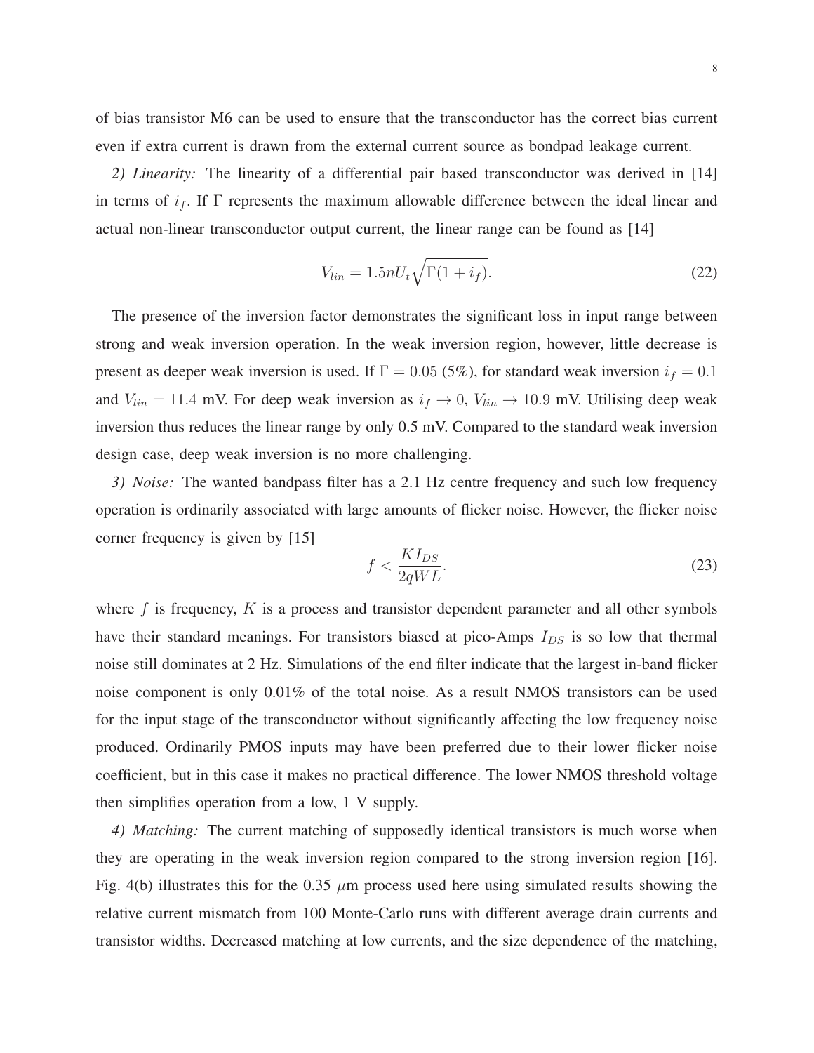of bias transistor M6 can be used to ensure that the transconductor has the correct bias current even if extra current is drawn from the external current source as bondpad leakage current.

*2) Linearity:* The linearity of a differential pair based transconductor was derived in [14] in terms of $i_f$. If $\Gamma$ represents the maximum allowable difference between the ideal linear and actual non-linear transconductor output current, the linear range can be found as [14]

$$V_{lin} = 1.5nU_t\sqrt{\Gamma(1+i_f)}. \tag{22}$$

The presence of the inversion factor demonstrates the significant loss in input range between strong and weak inversion operation. In the weak inversion region, however, little decrease is present as deeper weak inversion is used. If $\Gamma = 0.05$ (5%), for standard weak inversion $i_f = 0.1$ and $V_{lin} = 11.4$ mV. For deep weak inversion as $i_f \to 0$, $V_{lin} \to 10.9$ mV. Utilising deep weak inversion thus reduces the linear range by only 0.5 mV. Compared to the standard weak inversion design case, deep weak inversion is no more challenging.

*3) Noise:* The wanted bandpass filter has a 2.1 Hz centre frequency and such low frequency operation is ordinarily associated with large amounts of flicker noise. However, the flicker noise corner frequency is given by [15]

$$f < \frac{KI_{DS}}{2qWL}. \tag{23}$$

where $f$ is frequency, $K$ is a process and transistor dependent parameter and all other symbols have their standard meanings. For transistors biased at pico-Amps $I_{DS}$ is so low that thermal noise still dominates at 2 Hz. Simulations of the end filter indicate that the largest in-band flicker noise component is only 0.01% of the total noise. As a result NMOS transistors can be used for the input stage of the transconductor without significantly affecting the low frequency noise produced. Ordinarily PMOS inputs may have been preferred due to their lower flicker noise coefficient, but in this case it makes no practical difference. The lower NMOS threshold voltage then simplifies operation from a low, 1 V supply.

*4) Matching:* The current matching of supposedly identical transistors is much worse when they are operating in the weak inversion region compared to the strong inversion region [16]. Fig. 4(b) illustrates this for the 0.35 $\mu$m process used here using simulated results showing the relative current mismatch from 100 Monte-Carlo runs with different average drain currents and transistor widths. Decreased matching at low currents, and the size dependence of the matching,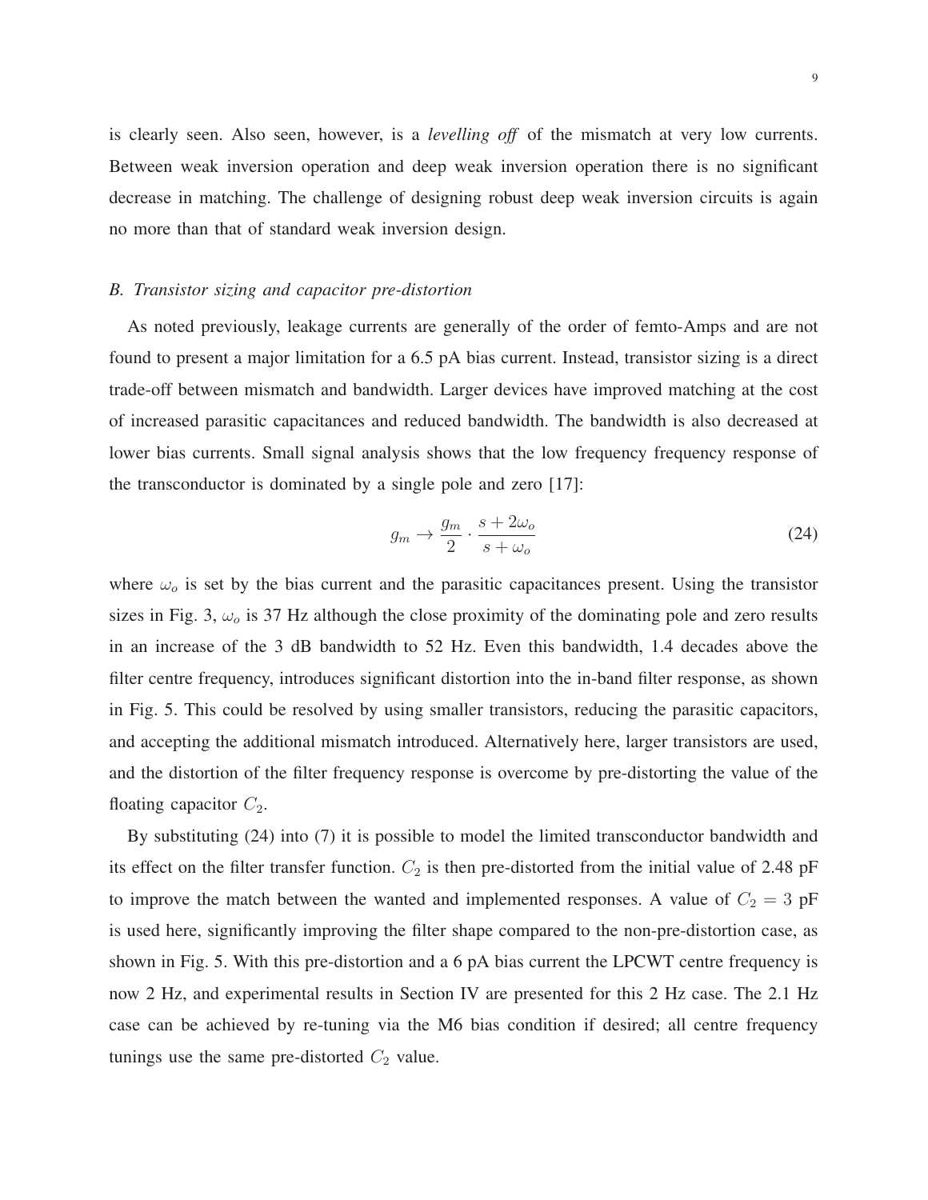is clearly seen. Also seen, however, is a *levelling off* of the mismatch at very low currents. Between weak inversion operation and deep weak inversion operation there is no significant decrease in matching. The challenge of designing robust deep weak inversion circuits is again no more than that of standard weak inversion design.

### *B. Transistor sizing and capacitor pre-distortion*

As noted previously, leakage currents are generally of the order of femto-Amps and are not found to present a major limitation for a 6.5 pA bias current. Instead, transistor sizing is a direct trade-off between mismatch and bandwidth. Larger devices have improved matching at the cost of increased parasitic capacitances and reduced bandwidth. The bandwidth is also decreased at lower bias currents. Small signal analysis shows that the low frequency frequency response of the transconductor is dominated by a single pole and zero [17]:

$$g_m \rightarrow \frac{g_m}{2} \cdot \frac{s + 2\omega_o}{s + \omega_o} \tag{24}$$

where $\omega_o$ is set by the bias current and the parasitic capacitances present. Using the transistor sizes in Fig. 3, $\omega_o$ is 37 Hz although the close proximity of the dominating pole and zero results in an increase of the 3 dB bandwidth to 52 Hz. Even this bandwidth, 1.4 decades above the filter centre frequency, introduces significant distortion into the in-band filter response, as shown in Fig. 5. This could be resolved by using smaller transistors, reducing the parasitic capacitors, and accepting the additional mismatch introduced. Alternatively here, larger transistors are used, and the distortion of the filter frequency response is overcome by pre-distorting the value of the floating capacitor $C_2$.

By substituting (24) into (7) it is possible to model the limited transconductor bandwidth and its effect on the filter transfer function. $C_2$ is then pre-distorted from the initial value of 2.48 pF to improve the match between the wanted and implemented responses. A value of $C_2 = 3$ pF is used here, significantly improving the filter shape compared to the non-pre-distortion case, as shown in Fig. 5. With this pre-distortion and a 6 pA bias current the LPCWT centre frequency is now 2 Hz, and experimental results in Section IV are presented for this 2 Hz case. The 2.1 Hz case can be achieved by re-tuning via the M6 bias condition if desired; all centre frequency tunings use the same pre-distorted $C_2$ value.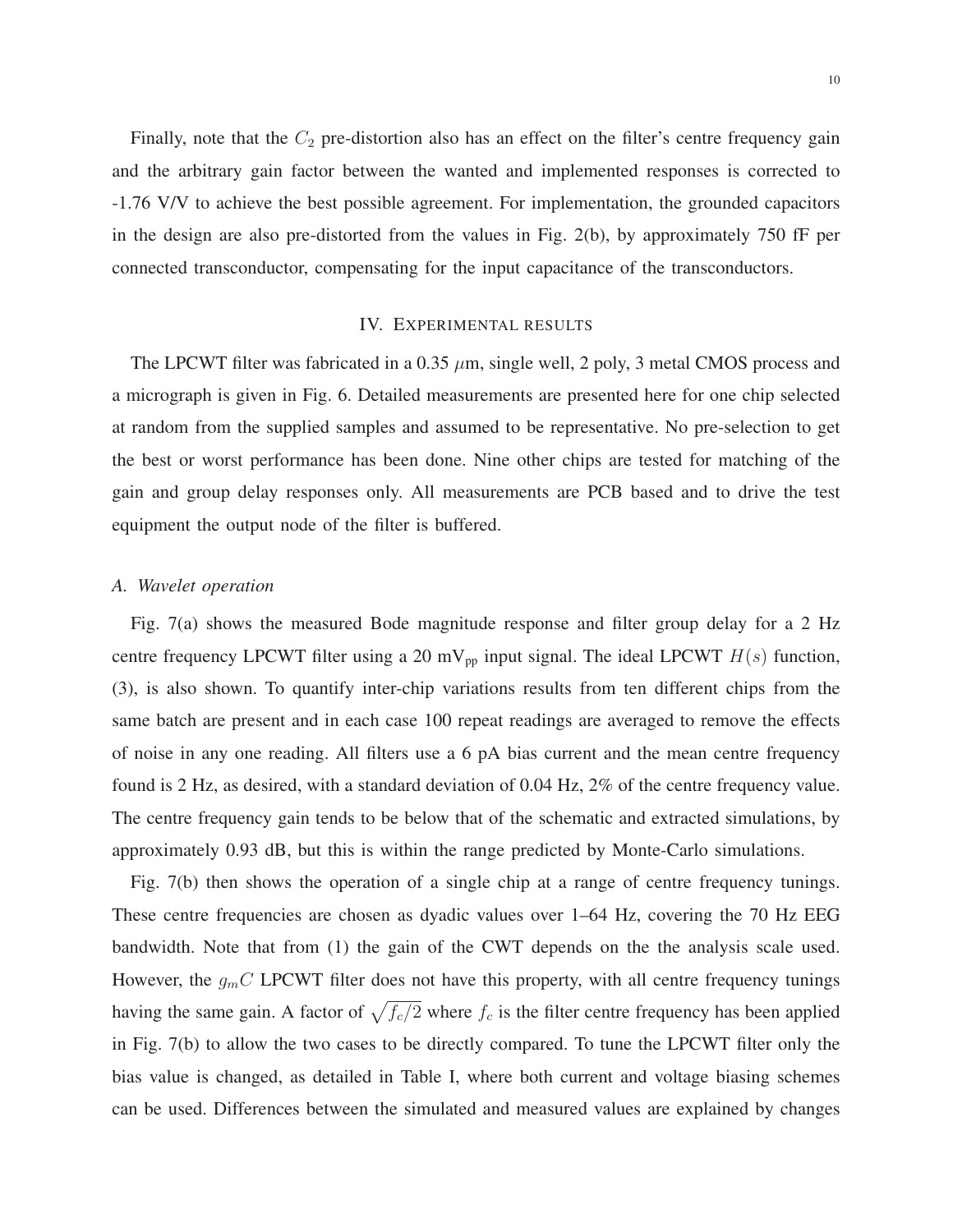Finally, note that the $C_2$ pre-distortion also has an effect on the filter's centre frequency gain and the arbitrary gain factor between the wanted and implemented responses is corrected to -1.76 V/V to achieve the best possible agreement. For implementation, the grounded capacitors in the design are also pre-distorted from the values in Fig. 2(b), by approximately 750 fF per connected transconductor, compensating for the input capacitance of the transconductors.

## IV. Experimental results

The LPCWT filter was fabricated in a 0.35 $\mu$m, single well, 2 poly, 3 metal CMOS process and a micrograph is given in Fig. 6. Detailed measurements are presented here for one chip selected at random from the supplied samples and assumed to be representative. No pre-selection to get the best or worst performance has been done. Nine other chips are tested for matching of the gain and group delay responses only. All measurements are PCB based and to drive the test equipment the output node of the filter is buffered.

### *A. Wavelet operation*

Fig. 7(a) shows the measured Bode magnitude response and filter group delay for a 2 Hz centre frequency LPCWT filter using a 20 $\mathrm{mV_{pp}}$ input signal. The ideal LPCWT $H(s)$ function, (3), is also shown. To quantify inter-chip variations results from ten different chips from the same batch are present and in each case 100 repeat readings are averaged to remove the effects of noise in any one reading. All filters use a 6 pA bias current and the mean centre frequency found is 2 Hz, as desired, with a standard deviation of 0.04 Hz, 2% of the centre frequency value. The centre frequency gain tends to be below that of the schematic and extracted simulations, by approximately 0.93 dB, but this is within the range predicted by Monte-Carlo simulations.

Fig. 7(b) then shows the operation of a single chip at a range of centre frequency tunings. These centre frequencies are chosen as dyadic values over 1–64 Hz, covering the 70 Hz EEG bandwidth. Note that from (1) the gain of the CWT depends on the the analysis scale used. However, the $g_mC$ LPCWT filter does not have this property, with all centre frequency tunings having the same gain. A factor of $\sqrt{f_c/2}$ where $f_c$ is the filter centre frequency has been applied in Fig. 7(b) to allow the two cases to be directly compared. To tune the LPCWT filter only the bias value is changed, as detailed in Table I, where both current and voltage biasing schemes can be used. Differences between the simulated and measured values are explained by changes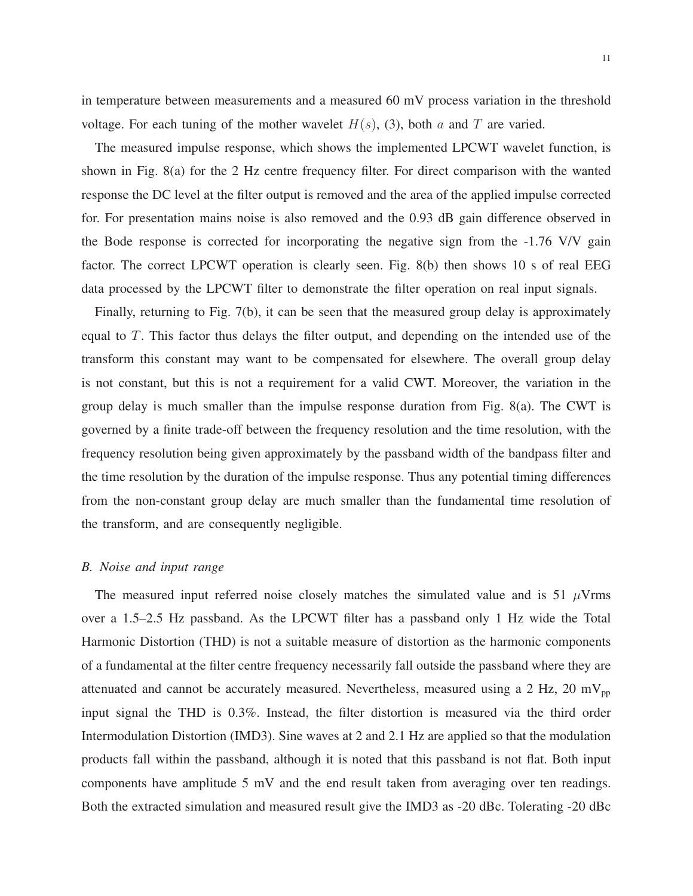in temperature between measurements and a measured 60 mV process variation in the threshold voltage. For each tuning of the mother wavelet $H(s)$, (3), both $a$ and $T$ are varied.

The measured impulse response, which shows the implemented LPCWT wavelet function, is shown in Fig. 8(a) for the 2 Hz centre frequency filter. For direct comparison with the wanted response the DC level at the filter output is removed and the area of the applied impulse corrected for. For presentation mains noise is also removed and the 0.93 dB gain difference observed in the Bode response is corrected for incorporating the negative sign from the -1.76 V/V gain factor. The correct LPCWT operation is clearly seen. Fig. 8(b) then shows 10 s of real EEG data processed by the LPCWT filter to demonstrate the filter operation on real input signals.

Finally, returning to Fig. 7(b), it can be seen that the measured group delay is approximately equal to $T$. This factor thus delays the filter output, and depending on the intended use of the transform this constant may want to be compensated for elsewhere. The overall group delay is not constant, but this is not a requirement for a valid CWT. Moreover, the variation in the group delay is much smaller than the impulse response duration from Fig. 8(a). The CWT is governed by a finite trade-off between the frequency resolution and the time resolution, with the frequency resolution being given approximately by the passband width of the bandpass filter and the time resolution by the duration of the impulse response. Thus any potential timing differences from the non-constant group delay are much smaller than the fundamental time resolution of the transform, and are consequently negligible.

### *B. Noise and input range*

The measured input referred noise closely matches the simulated value and is 51 $\mu$Vrms over a 1.5–2.5 Hz passband. As the LPCWT filter has a passband only 1 Hz wide the Total Harmonic Distortion (THD) is not a suitable measure of distortion as the harmonic components of a fundamental at the filter centre frequency necessarily fall outside the passband where they are attenuated and cannot be accurately measured. Nevertheless, measured using a 2 Hz, 20 $\mathrm{mV_{pp}}$ input signal the THD is 0.3%. Instead, the filter distortion is measured via the third order Intermodulation Distortion (IMD3). Sine waves at 2 and 2.1 Hz are applied so that the modulation products fall within the passband, although it is noted that this passband is not flat. Both input components have amplitude 5 mV and the end result taken from averaging over ten readings. Both the extracted simulation and measured result give the IMD3 as -20 dBc. Tolerating -20 dBc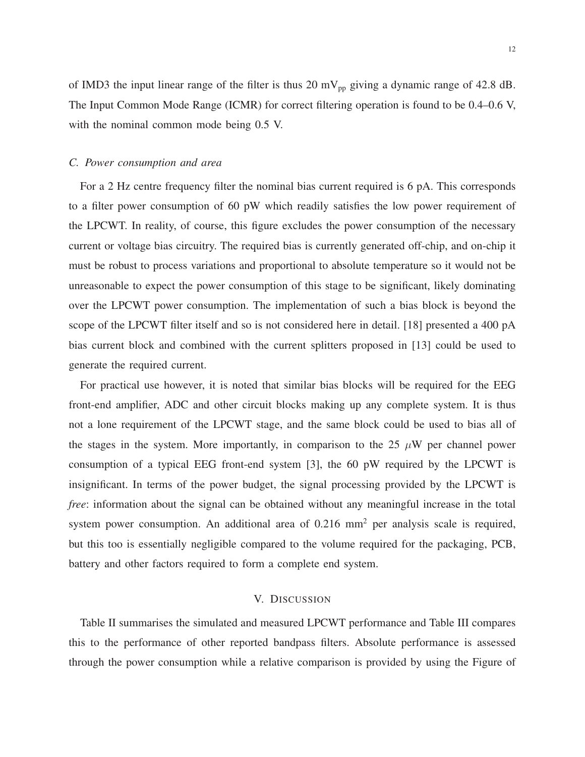of IMD3 the input linear range of the filter is thus 20 $mV_{pp}$ giving a dynamic range of 42.8 dB. The Input Common Mode Range (ICMR) for correct filtering operation is found to be 0.4–0.6 V, with the nominal common mode being 0.5 V.

### *C. Power consumption and area*

For a 2 Hz centre frequency filter the nominal bias current required is 6 pA. This corresponds to a filter power consumption of 60 pW which readily satisfies the low power requirement of the LPCWT. In reality, of course, this figure excludes the power consumption of the necessary current or voltage bias circuitry. The required bias is currently generated off-chip, and on-chip it must be robust to process variations and proportional to absolute temperature so it would not be unreasonable to expect the power consumption of this stage to be significant, likely dominating over the LPCWT power consumption. The implementation of such a bias block is beyond the scope of the LPCWT filter itself and so is not considered here in detail. [18] presented a 400 pA bias current block and combined with the current splitters proposed in [13] could be used to generate the required current.

For practical use however, it is noted that similar bias blocks will be required for the EEG front-end amplifier, ADC and other circuit blocks making up any complete system. It is thus not a lone requirement of the LPCWT stage, and the same block could be used to bias all of the stages in the system. More importantly, in comparison to the 25 $\mu$W per channel power consumption of a typical EEG front-end system [3], the 60 pW required by the LPCWT is insignificant. In terms of the power budget, the signal processing provided by the LPCWT is *free*: information about the signal can be obtained without any meaningful increase in the total system power consumption. An additional area of 0.216 $mm^2$ per analysis scale is required, but this too is essentially negligible compared to the volume required for the packaging, PCB, battery and other factors required to form a complete end system.

## V. Discussion

Table II summarises the simulated and measured LPCWT performance and Table III compares this to the performance of other reported bandpass filters. Absolute performance is assessed through the power consumption while a relative comparison is provided by using the Figure of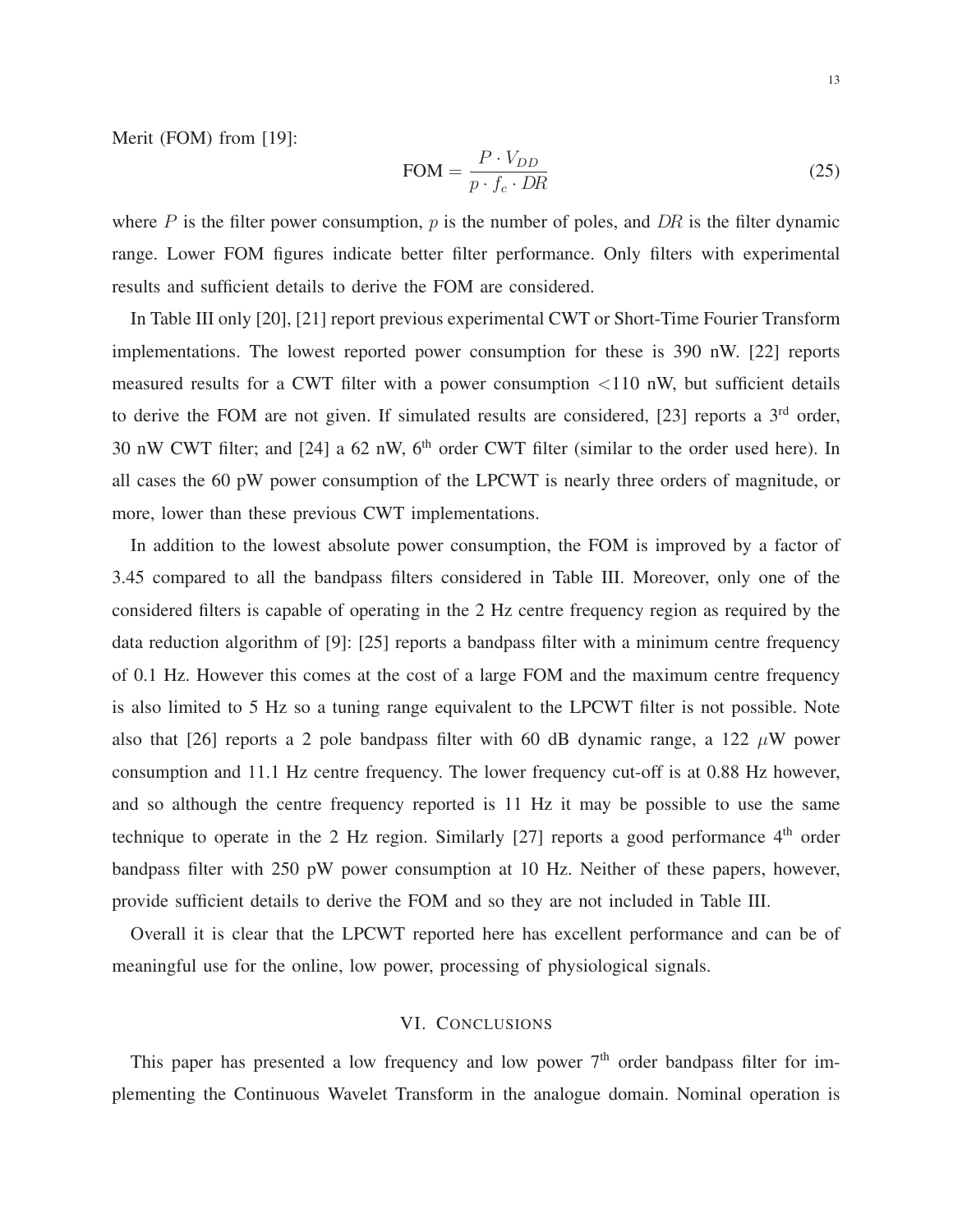Merit (FOM) from [19]:

$$\text{FOM} = \frac{P \cdot V_{DD}}{p \cdot f_c \cdot DR} \tag{25}$$

where $P$ is the filter power consumption, $p$ is the number of poles, and $DR$ is the filter dynamic range. Lower FOM figures indicate better filter performance. Only filters with experimental results and sufficient details to derive the FOM are considered.

In Table III only [20], [21] report previous experimental CWT or Short-Time Fourier Transform implementations. The lowest reported power consumption for these is 390 nW. [22] reports measured results for a CWT filter with a power consumption <110 nW, but sufficient details to derive the FOM are not given. If simulated results are considered, [23] reports a 3rd order, 30 nW CWT filter; and [24] a 62 nW, 6th order CWT filter (similar to the order used here). In all cases the 60 pW power consumption of the LPCWT is nearly three orders of magnitude, or more, lower than these previous CWT implementations.

In addition to the lowest absolute power consumption, the FOM is improved by a factor of 3.45 compared to all the bandpass filters considered in Table III. Moreover, only one of the considered filters is capable of operating in the 2 Hz centre frequency region as required by the data reduction algorithm of [9]: [25] reports a bandpass filter with a minimum centre frequency of 0.1 Hz. However this comes at the cost of a large FOM and the maximum centre frequency is also limited to 5 Hz so a tuning range equivalent to the LPCWT filter is not possible. Note also that [26] reports a 2 pole bandpass filter with 60 dB dynamic range, a 122 $\mu$W power consumption and 11.1 Hz centre frequency. The lower frequency cut-off is at 0.88 Hz however, and so although the centre frequency reported is 11 Hz it may be possible to use the same technique to operate in the 2 Hz region. Similarly [27] reports a good performance 4th order bandpass filter with 250 pW power consumption at 10 Hz. Neither of these papers, however, provide sufficient details to derive the FOM and so they are not included in Table III.

Overall it is clear that the LPCWT reported here has excellent performance and can be of meaningful use for the online, low power, processing of physiological signals.

## VI. Conclusions

This paper has presented a low frequency and low power 7th order bandpass filter for implementing the Continuous Wavelet Transform in the analogue domain. Nominal operation is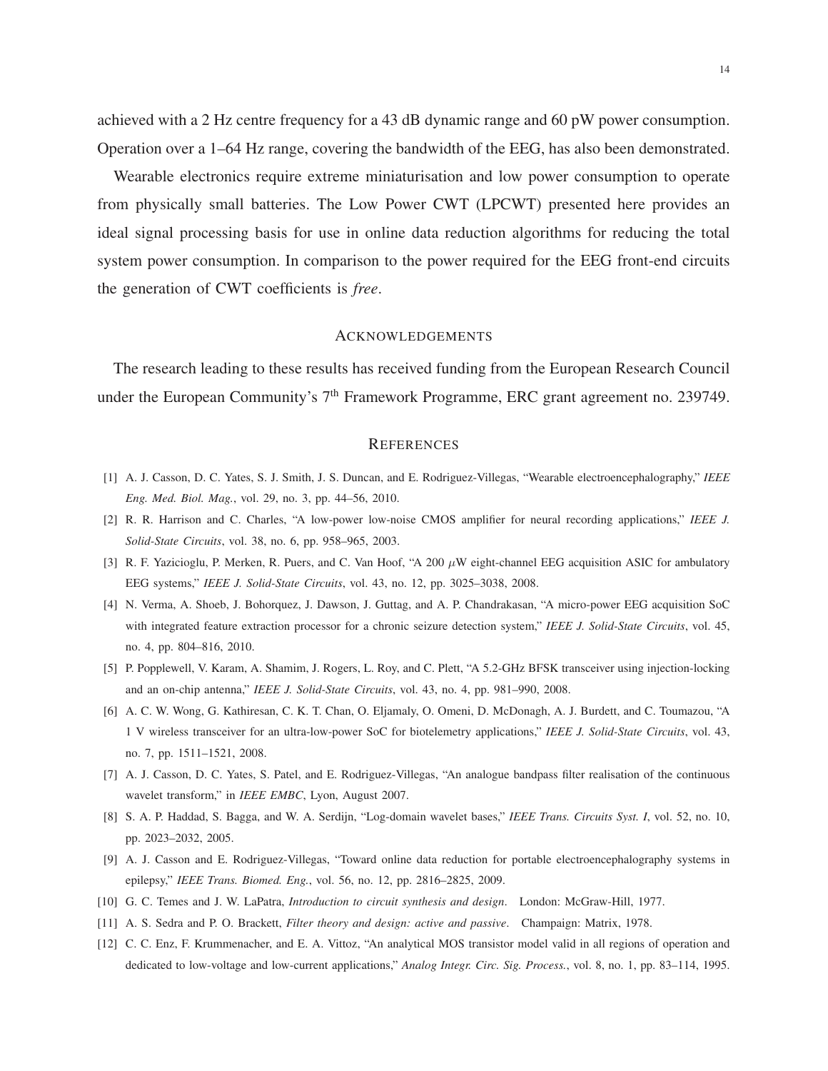achieved with a 2 Hz centre frequency for a 43 dB dynamic range and 60 pW power consumption. Operation over a 1–64 Hz range, covering the bandwidth of the EEG, has also been demonstrated.

Wearable electronics require extreme miniaturisation and low power consumption to operate from physically small batteries. The Low Power CWT (LPCWT) presented here provides an ideal signal processing basis for use in online data reduction algorithms for reducing the total system power consumption. In comparison to the power required for the EEG front-end circuits the generation of CWT coefficients is *free*.

## Acknowledgements

The research leading to these results has received funding from the European Research Council under the European Community's 7$^{\text{th}}$ Framework Programme, ERC grant agreement no. 239749.

## References

[1] A. J. Casson, D. C. Yates, S. J. Smith, J. S. Duncan, and E. Rodriguez-Villegas, "Wearable electroencephalography," *IEEE Eng. Med. Biol. Mag.*, vol. 29, no. 3, pp. 44–56, 2010.

[2] R. R. Harrison and C. Charles, "A low-power low-noise CMOS amplifier for neural recording applications," *IEEE J. Solid-State Circuits*, vol. 38, no. 6, pp. 958–965, 2003.

[3] R. F. Yazicioglu, P. Merken, R. Puers, and C. Van Hoof, "A 200 $\mu$W eight-channel EEG acquisition ASIC for ambulatory EEG systems," *IEEE J. Solid-State Circuits*, vol. 43, no. 12, pp. 3025–3038, 2008.

[4] N. Verma, A. Shoeb, J. Bohorquez, J. Dawson, J. Guttag, and A. P. Chandrakasan, "A micro-power EEG acquisition SoC with integrated feature extraction processor for a chronic seizure detection system," *IEEE J. Solid-State Circuits*, vol. 45, no. 4, pp. 804–816, 2010.

[5] P. Popplewell, V. Karam, A. Shamim, J. Rogers, L. Roy, and C. Plett, "A 5.2-GHz BFSK transceiver using injection-locking and an on-chip antenna," *IEEE J. Solid-State Circuits*, vol. 43, no. 4, pp. 981–990, 2008.

[6] A. C. W. Wong, G. Kathiresan, C. K. T. Chan, O. Eljamaly, O. Omeni, D. McDonagh, A. J. Burdett, and C. Toumazou, "A 1 V wireless transceiver for an ultra-low-power SoC for biotelemetry applications," *IEEE J. Solid-State Circuits*, vol. 43, no. 7, pp. 1511–1521, 2008.

[7] A. J. Casson, D. C. Yates, S. Patel, and E. Rodriguez-Villegas, "An analogue bandpass filter realisation of the continuous wavelet transform," in *IEEE EMBC*, Lyon, August 2007.

[8] S. A. P. Haddad, S. Bagga, and W. A. Serdijn, "Log-domain wavelet bases," *IEEE Trans. Circuits Syst. I*, vol. 52, no. 10, pp. 2023–2032, 2005.

[9] A. J. Casson and E. Rodriguez-Villegas, "Toward online data reduction for portable electroencephalography systems in epilepsy," *IEEE Trans. Biomed. Eng.*, vol. 56, no. 12, pp. 2816–2825, 2009.

[10] G. C. Temes and J. W. LaPatra, *Introduction to circuit synthesis and design*. London: McGraw-Hill, 1977.

[11] A. S. Sedra and P. O. Brackett, *Filter theory and design: active and passive*. Champaign: Matrix, 1978.

[12] C. C. Enz, F. Krummenacher, and E. A. Vittoz, "An analytical MOS transistor model valid in all regions of operation and dedicated to low-voltage and low-current applications," *Analog Integr. Circ. Sig. Process.*, vol. 8, no. 1, pp. 83–114, 1995.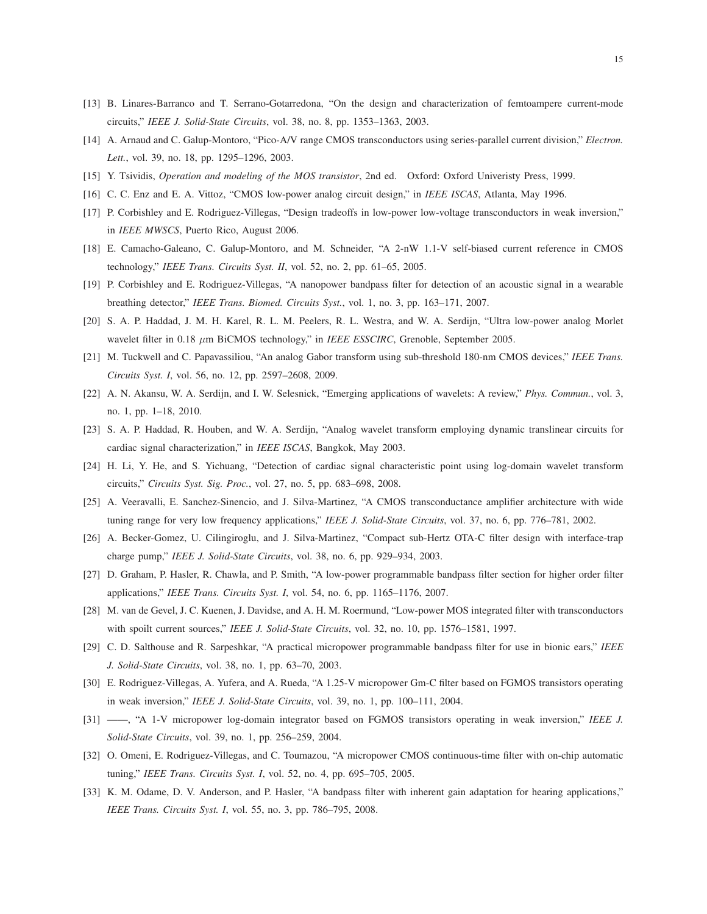[13] B. Linares-Barranco and T. Serrano-Gotarredona, "On the design and characterization of femtoampere current-mode circuits," *IEEE J. Solid-State Circuits*, vol. 38, no. 8, pp. 1353–1363, 2003.

[14] A. Arnaud and C. Galup-Montoro, "Pico-A/V range CMOS transconductors using series-parallel current division," *Electron. Lett.*, vol. 39, no. 18, pp. 1295–1296, 2003.

[15] Y. Tsividis, *Operation and modeling of the MOS transistor*, 2nd ed. Oxford: Oxford Univeristy Press, 1999.

[16] C. C. Enz and E. A. Vittoz, "CMOS low-power analog circuit design," in *IEEE ISCAS*, Atlanta, May 1996.

[17] P. Corbishley and E. Rodriguez-Villegas, "Design tradeoffs in low-power low-voltage transconductors in weak inversion," in *IEEE MWSCS*, Puerto Rico, August 2006.

[18] E. Camacho-Galeano, C. Galup-Montoro, and M. Schneider, "A 2-nW 1.1-V self-biased current reference in CMOS technology," *IEEE Trans. Circuits Syst. II*, vol. 52, no. 2, pp. 61–65, 2005.

[19] P. Corbishley and E. Rodriguez-Villegas, "A nanopower bandpass filter for detection of an acoustic signal in a wearable breathing detector," *IEEE Trans. Biomed. Circuits Syst.*, vol. 1, no. 3, pp. 163–171, 2007.

[20] S. A. P. Haddad, J. M. H. Karel, R. L. M. Peelers, R. L. Westra, and W. A. Serdijn, "Ultra low-power analog Morlet wavelet filter in 0.18 $\mu$m BiCMOS technology," in *IEEE ESSCIRC*, Grenoble, September 2005.

[21] M. Tuckwell and C. Papavassiliou, "An analog Gabor transform using sub-threshold 180-nm CMOS devices," *IEEE Trans. Circuits Syst. I*, vol. 56, no. 12, pp. 2597–2608, 2009.

[22] A. N. Akansu, W. A. Serdijn, and I. W. Selesnick, "Emerging applications of wavelets: A review," *Phys. Commun.*, vol. 3, no. 1, pp. 1–18, 2010.

[23] S. A. P. Haddad, R. Houben, and W. A. Serdijn, "Analog wavelet transform employing dynamic translinear circuits for cardiac signal characterization," in *IEEE ISCAS*, Bangkok, May 2003.

[24] H. Li, Y. He, and S. Yichuang, "Detection of cardiac signal characteristic point using log-domain wavelet transform circuits," *Circuits Syst. Sig. Proc.*, vol. 27, no. 5, pp. 683–698, 2008.

[25] A. Veeravalli, E. Sanchez-Sinencio, and J. Silva-Martinez, "A CMOS transconductance amplifier architecture with wide tuning range for very low frequency applications," *IEEE J. Solid-State Circuits*, vol. 37, no. 6, pp. 776–781, 2002.

[26] A. Becker-Gomez, U. Cilingiroglu, and J. Silva-Martinez, "Compact sub-Hertz OTA-C filter design with interface-trap charge pump," *IEEE J. Solid-State Circuits*, vol. 38, no. 6, pp. 929–934, 2003.

[27] D. Graham, P. Hasler, R. Chawla, and P. Smith, "A low-power programmable bandpass filter section for higher order filter applications," *IEEE Trans. Circuits Syst. I*, vol. 54, no. 6, pp. 1165–1176, 2007.

[28] M. van de Gevel, J. C. Kuenen, J. Davidse, and A. H. M. Roermund, "Low-power MOS integrated filter with transconductors with spoilt current sources," *IEEE J. Solid-State Circuits*, vol. 32, no. 10, pp. 1576–1581, 1997.

[29] C. D. Salthouse and R. Sarpeshkar, "A practical micropower programmable bandpass filter for use in bionic ears," *IEEE J. Solid-State Circuits*, vol. 38, no. 1, pp. 63–70, 2003.

[30] E. Rodriguez-Villegas, A. Yufera, and A. Rueda, "A 1.25-V micropower Gm-C filter based on FGMOS transistors operating in weak inversion," *IEEE J. Solid-State Circuits*, vol. 39, no. 1, pp. 100–111, 2004.

[31] ——, "A 1-V micropower log-domain integrator based on FGMOS transistors operating in weak inversion," *IEEE J. Solid-State Circuits*, vol. 39, no. 1, pp. 256–259, 2004.

[32] O. Omeni, E. Rodriguez-Villegas, and C. Toumazou, "A micropower CMOS continuous-time filter with on-chip automatic tuning," *IEEE Trans. Circuits Syst. I*, vol. 52, no. 4, pp. 695–705, 2005.

[33] K. M. Odame, D. V. Anderson, and P. Hasler, "A bandpass filter with inherent gain adaptation for hearing applications," *IEEE Trans. Circuits Syst. I*, vol. 55, no. 3, pp. 786–795, 2008.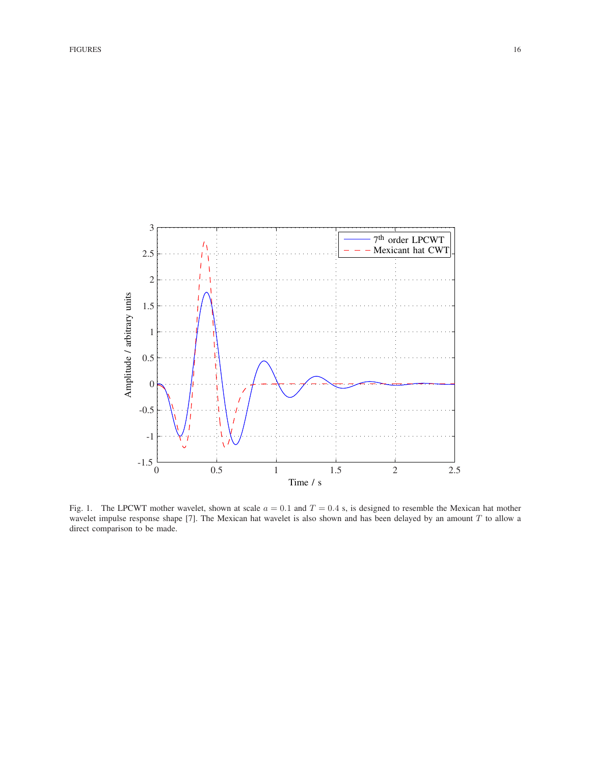Fig. 1. The LPCWT mother wavelet, shown at scale $a = 0.1$ and $T = 0.4$ s, is designed to resemble the Mexican hat mother wavelet impulse response shape [7]. The Mexican hat wavelet is also shown and has been delayed by an amount $T$ to allow a direct comparison to be made.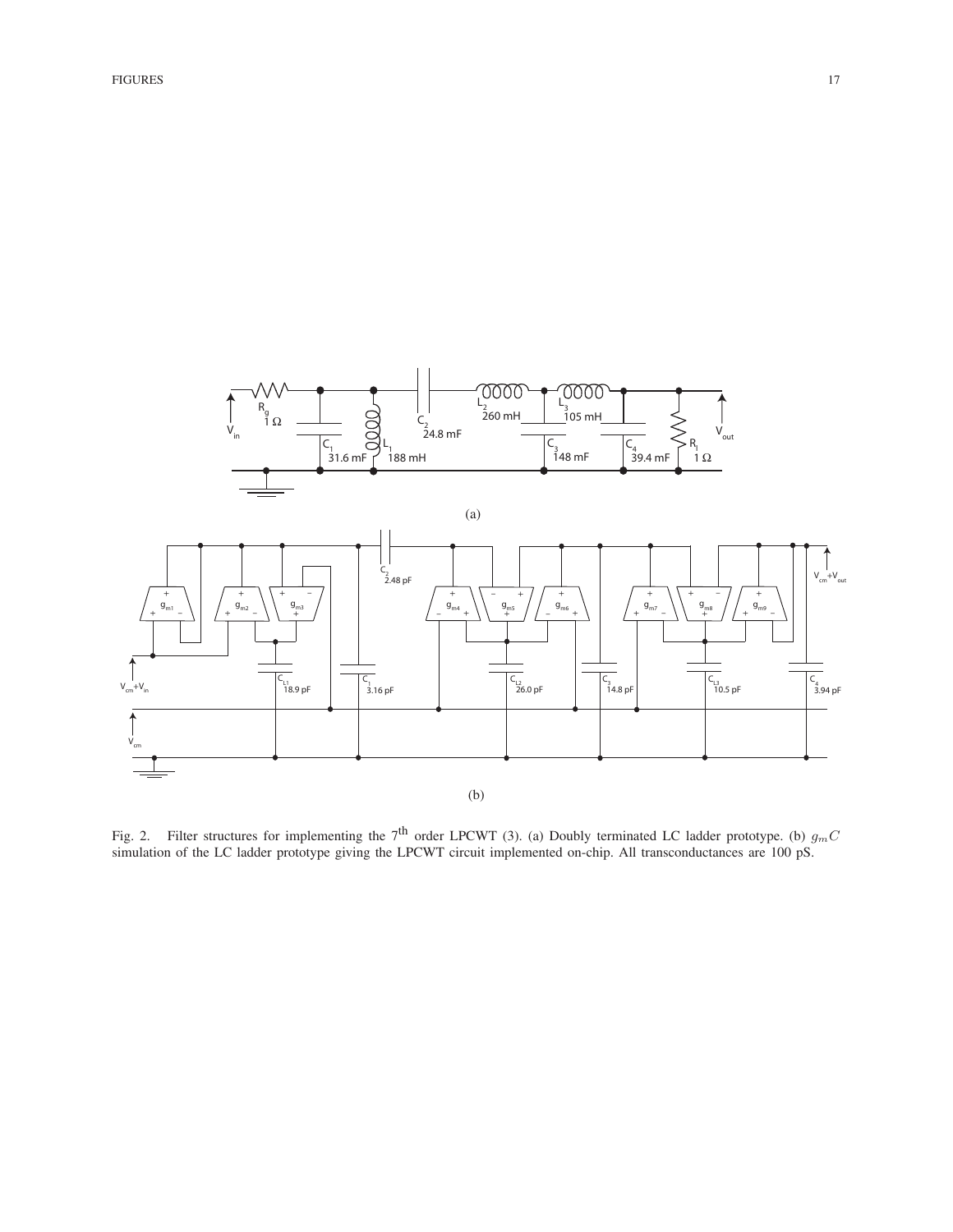Fig. 2. Filter structures for implementing the 7[th] order LPCWT (3). (a) Doubly terminated LC ladder prototype. (b) $g_mC$ simulation of the LC ladder prototype giving the LPCWT circuit implemented on-chip. All transconductances are 100 pS.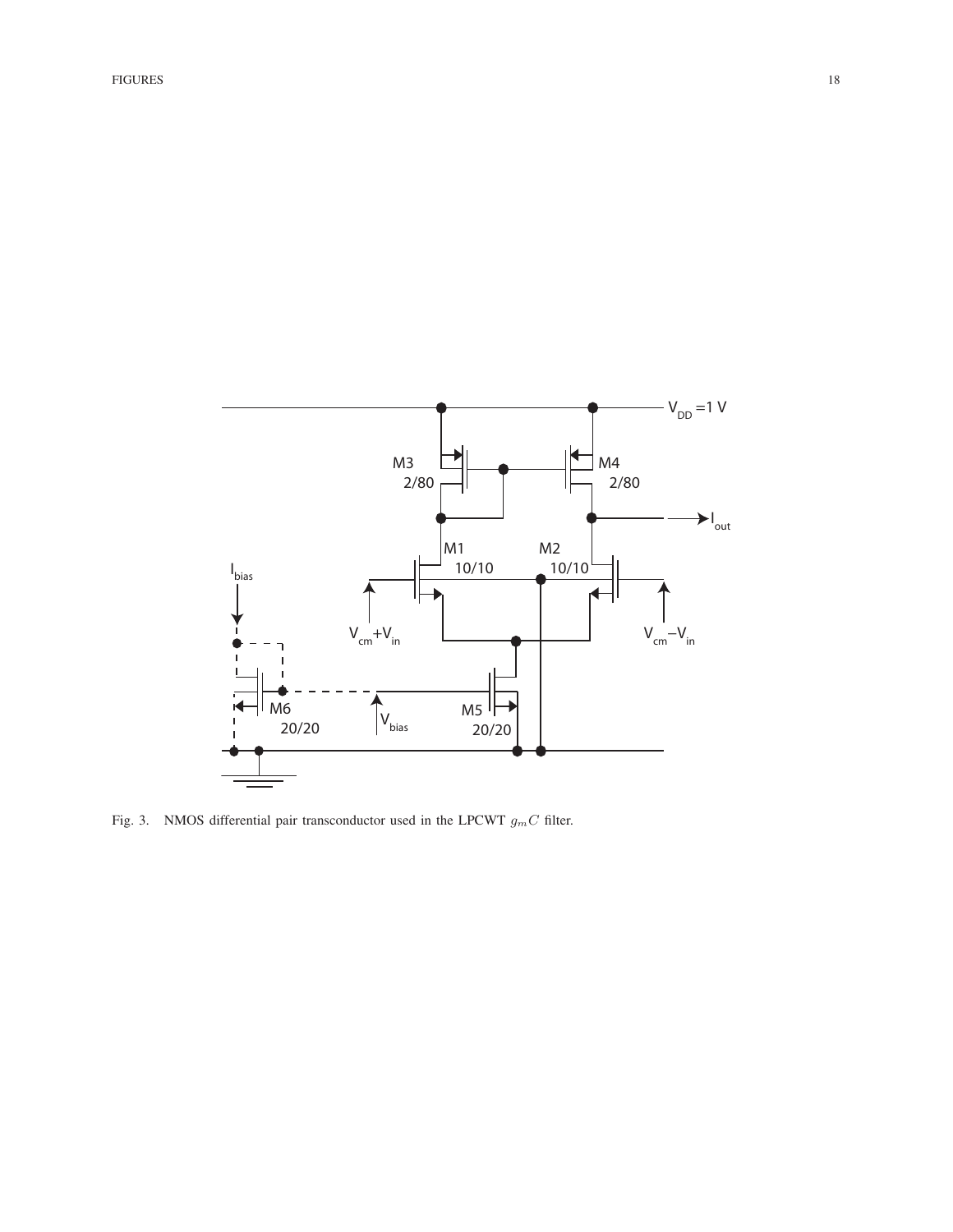Fig. 3. NMOS differential pair transconductor used in the LPCWT $g_m C$ filter.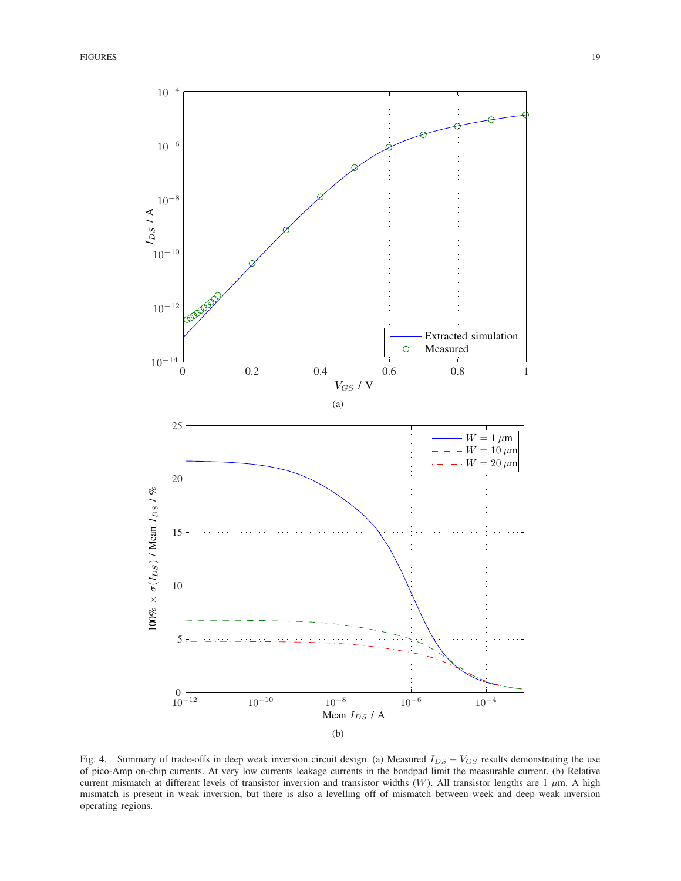(a)

(b)

Fig. 4. Summary of trade-offs in deep weak inversion circuit design. (a) Measured $I_{DS} - V_{GS}$ results demonstrating the use of pico-Amp on-chip currents. At very low currents leakage currents in the bondpad limit the measurable current. (b) Relative current mismatch at different levels of transistor inversion and transistor widths ($W$). All transistor lengths are 1 $\mu$m. A high mismatch is present in weak inversion, but there is also a levelling off of mismatch between week and deep weak inversion operating regions.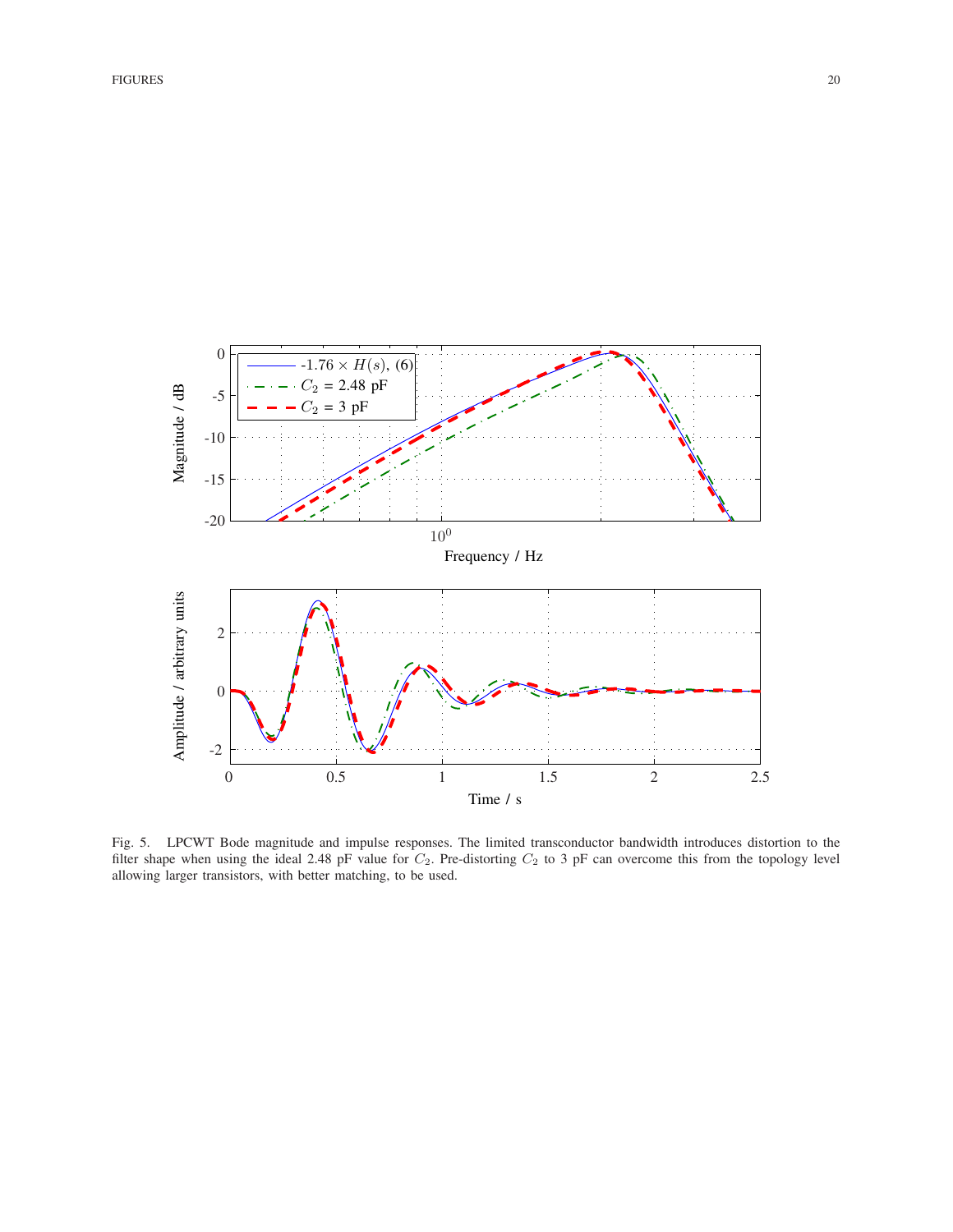Fig. 5. LPCWT Bode magnitude and impulse responses. The limited transconductor bandwidth introduces distortion to the filter shape when using the ideal 2.48 pF value for $C_2$. Pre-distorting $C_2$ to 3 pF can overcome this from the topology level allowing larger transistors, with better matching, to be used.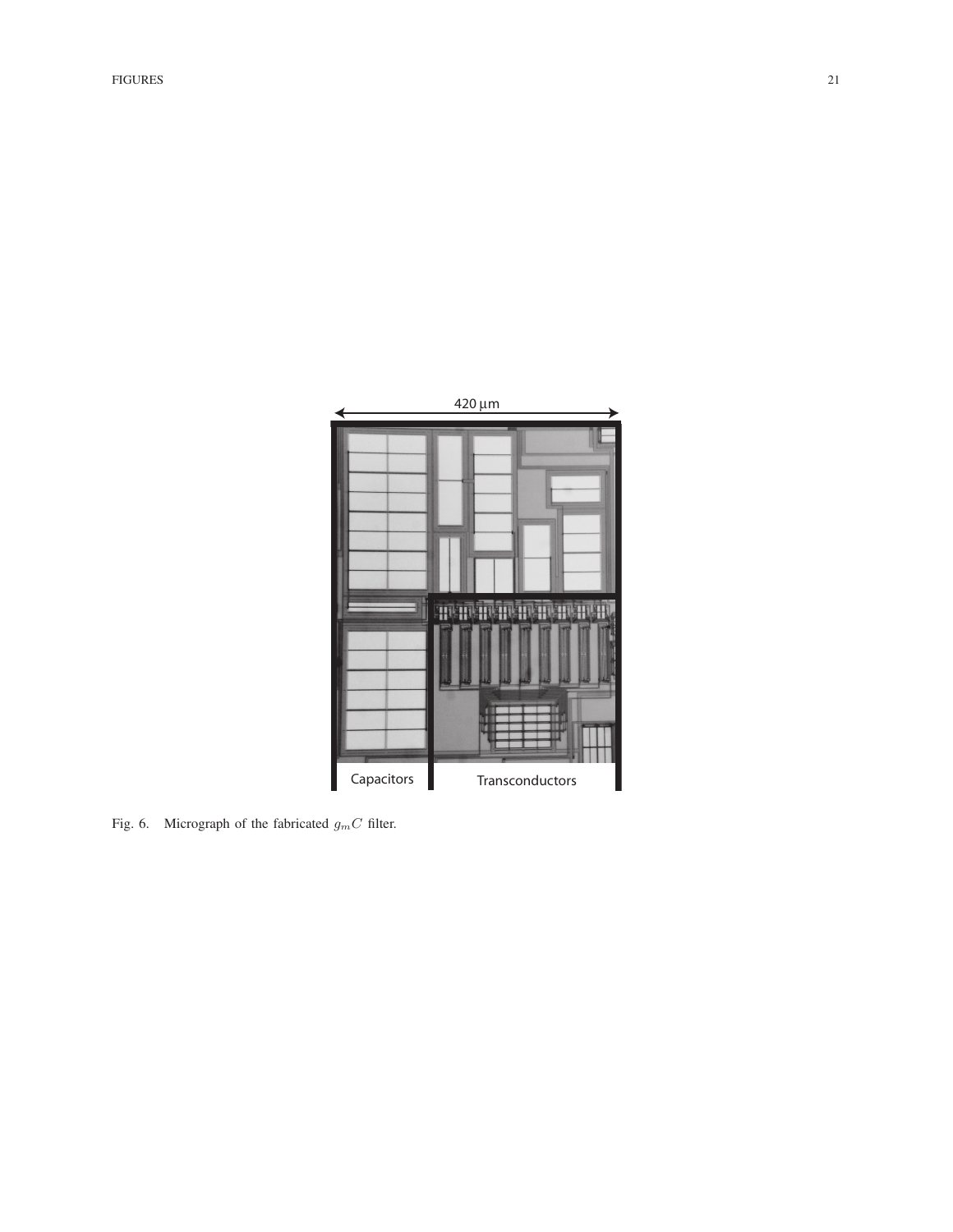Fig. 6. Micrograph of the fabricated $g_m C$ filter.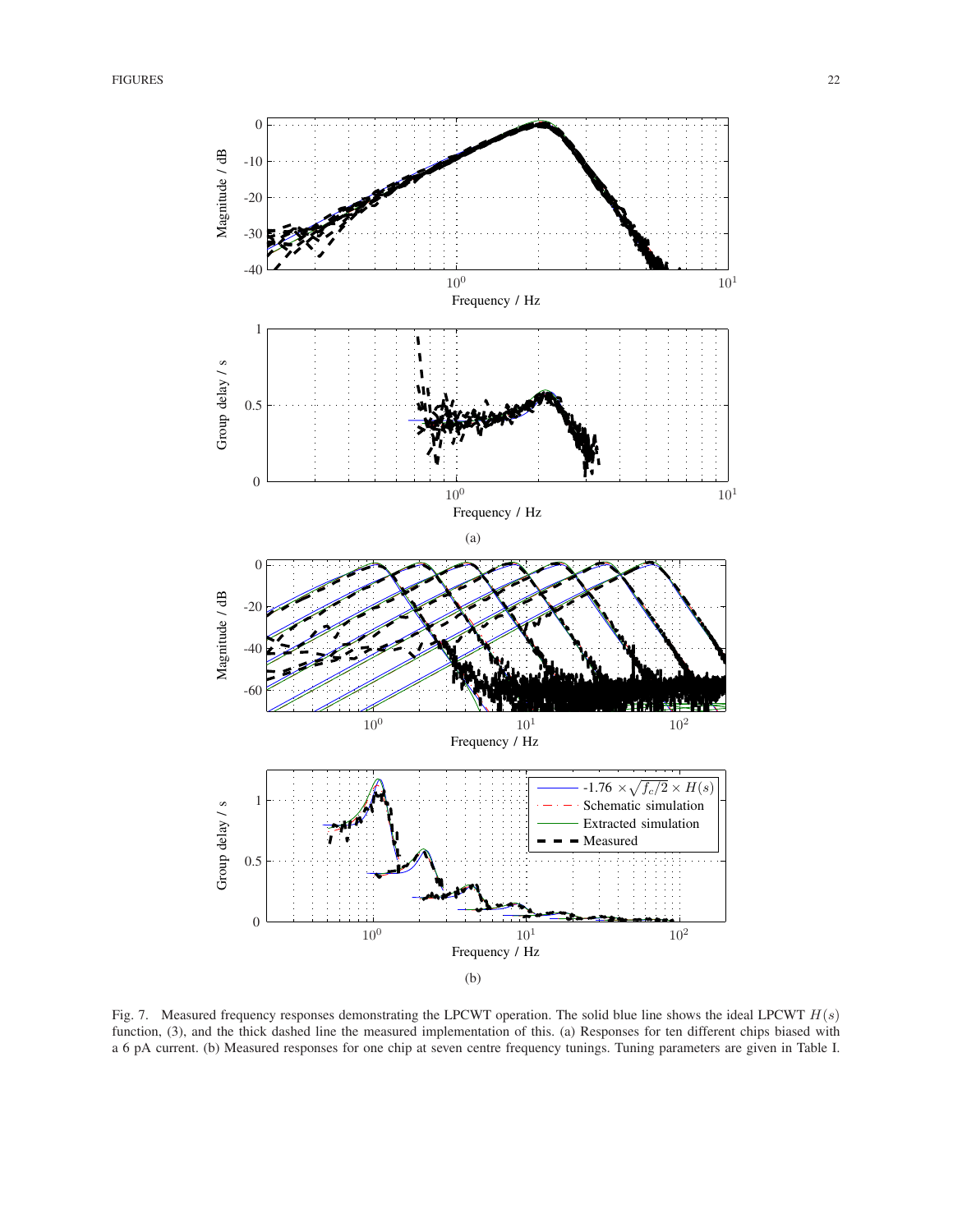Fig. 7. Measured frequency responses demonstrating the LPCWT operation. The solid blue line shows the ideal LPCWT $H(s)$ function, (3), and the thick dashed line the measured implementation of this. (a) Responses for ten different chips biased with a 6 pA current. (b) Measured responses for one chip at seven centre frequency tunings. Tuning parameters are given in Table I.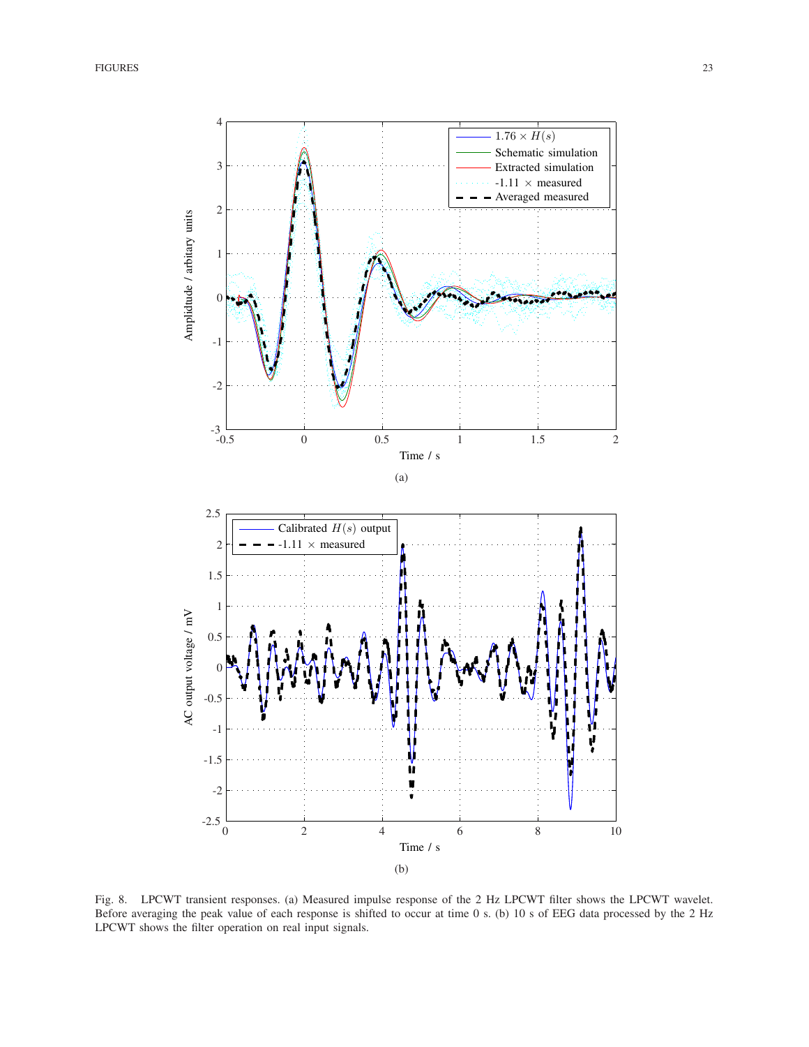Fig. 8. LPCWT transient responses. (a) Measured impulse response of the 2 Hz LPCWT filter shows the LPCWT wavelet. Before averaging the peak value of each response is shifted to occur at time 0 s. (b) 10 s of EEG data processed by the 2 Hz LPCWT shows the filter operation on real input signals.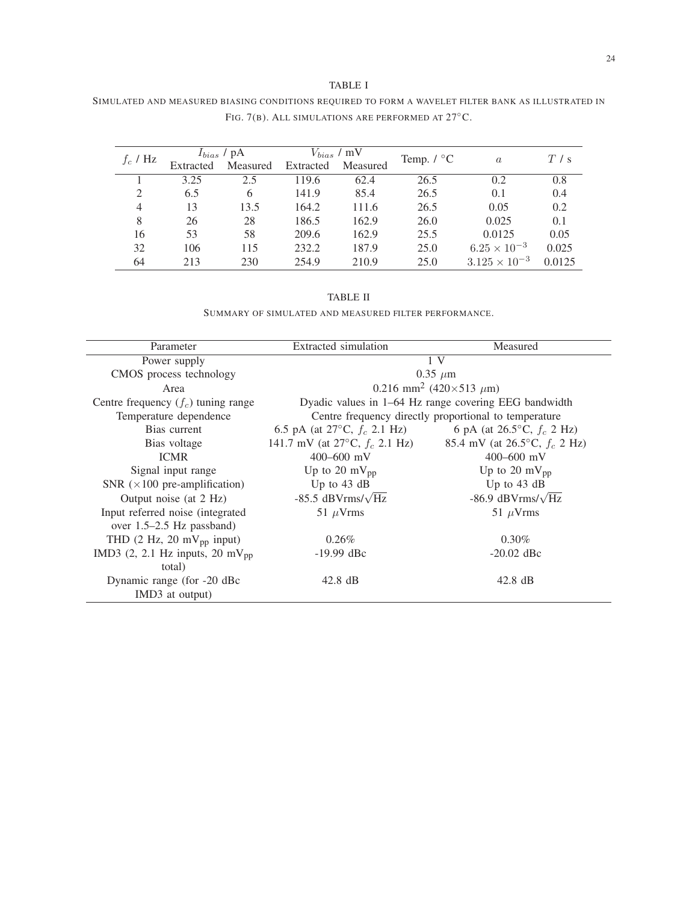TABLE I

SIMULATED AND MEASURED BIASING CONDITIONS REQUIRED TO FORM A WAVELET FILTER BANK AS ILLUSTRATED IN FIG. 7(B). ALL SIMULATIONS ARE PERFORMED AT 27°C.

| $f_c$ / Hz | $I_{bias}$ / pA | | $V_{bias}$ / mV | | Temp. / °C | $a$ | $T$ / s |
|---|---|---|---|---|---|---|---|
| | Extracted | Measured | Extracted | Measured | | | |
| 1 | 3.25 | 2.5 | 119.6 | 62.4 | 26.5 | 0.2 | 0.8 |
| 2 | 6.5 | 6 | 141.9 | 85.4 | 26.5 | 0.1 | 0.4 |
| 4 | 13 | 13.5 | 164.2 | 111.6 | 26.5 | 0.05 | 0.2 |
| 8 | 26 | 28 | 186.5 | 162.9 | 26.0 | 0.025 | 0.1 |
| 16 | 53 | 58 | 209.6 | 162.9 | 25.5 | 0.0125 | 0.05 |
| 32 | 106 | 115 | 232.2 | 187.9 | 25.0 | $6.25 \times 10^{-3}$ | 0.025 |
| 64 | 213 | 230 | 254.9 | 210.9 | 25.0 | $3.125 \times 10^{-3}$ | 0.0125 |

TABLE II

SUMMARY OF SIMULATED AND MEASURED FILTER PERFORMANCE.

| Parameter | Extracted simulation | Measured |
|---|---|---|
| Power supply | 1 V | |
| CMOS process technology | 0.35 $\mu$m | |
| Area | 0.216 mm$^2$ (420×513 $\mu$m) | |
| Centre frequency ($f_c$) tuning range | Dyadic values in 1–64 Hz range covering EEG bandwidth | |
| Temperature dependence | Centre frequency directly proportional to temperature | |
| Bias current | 6.5 pA (at 27°C, $f_c$ 2.1 Hz) | 6 pA (at 26.5°C, $f_c$ 2 Hz) |
| Bias voltage | 141.7 mV (at 27°C, $f_c$ 2.1 Hz) | 85.4 mV (at 26.5°C, $f_c$ 2 Hz) |
| ICMR | 400–600 mV | 400–600 mV |
| Signal input range | Up to 20 mV$_{\text{pp}}$ | Up to 20 mV$_{\text{pp}}$ |
| SNR (×100 pre-amplification) | Up to 43 dB | Up to 43 dB |
| Output noise (at 2 Hz) | -85.5 dBVrms/$\sqrt{\text{Hz}}$ | -86.9 dBVrms/$\sqrt{\text{Hz}}$ |
| Input referred noise (integrated over 1.5–2.5 Hz passband) | 51 $\mu$Vrms | 51 $\mu$Vrms |
| THD (2 Hz, 20 mV$_{\text{pp}}$ input) | 0.26% | 0.30% |
| IMD3 (2, 2.1 Hz inputs, 20 mV$_{\text{pp}}$ total) | -19.99 dBc | -20.02 dBc |
| Dynamic range (for -20 dBc IMD3 at output) | 42.8 dB | 42.8 dB |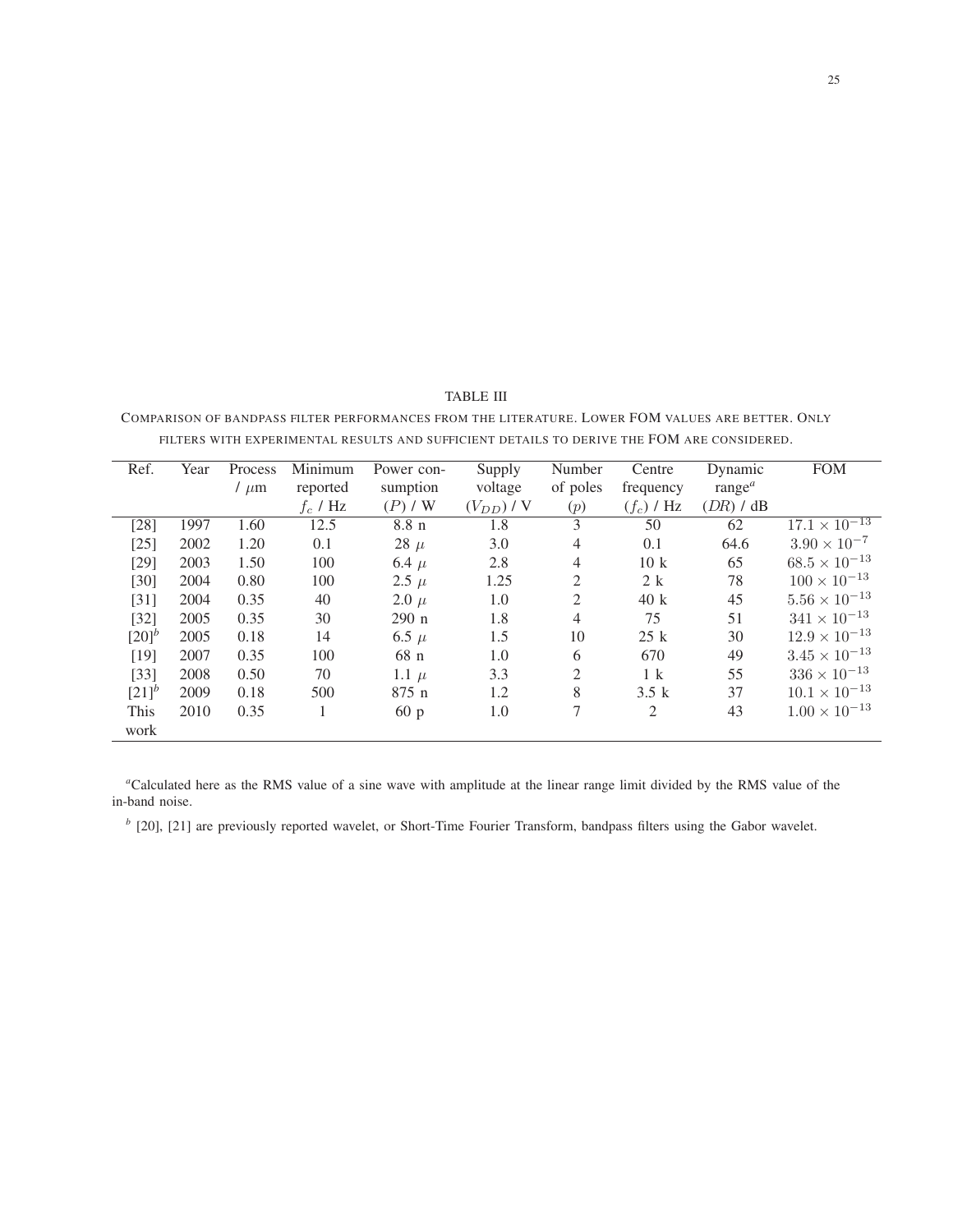TABLE III

COMPARISON OF BANDPASS FILTER PERFORMANCES FROM THE LITERATURE. LOWER FOM VALUES ARE BETTER. ONLY FILTERS WITH EXPERIMENTAL RESULTS AND SUFFICIENT DETAILS TO DERIVE THE FOM ARE CONSIDERED.

| Ref. | Year | Process / $\mu$m | Minimum reported $f_c$ / Hz | Power consumption $(P)$ / W | Supply voltage $(V_{DD})$ / V | Number of poles $(p)$ | Centre frequency $(f_c)$ / Hz | Dynamic range[a] $(DR)$ / dB | FOM |
|---|---|---|---|---|---|---|---|---|---|
| [28] | 1997 | 1.60 | 12.5 | 8.8 n | 1.8 | 3 | 50 | 62 | $17.1 \times 10^{-13}$ |
| [25] | 2002 | 1.20 | 0.1 | 28 $\mu$ | 3.0 | 4 | 0.1 | 64.6 | $3.90 \times 10^{-7}$ |
| [29] | 2003 | 1.50 | 100 | 6.4 $\mu$ | 2.8 | 4 | 10 k | 65 | $68.5 \times 10^{-13}$ |
| [30] | 2004 | 0.80 | 100 | 2.5 $\mu$ | 1.25 | 2 | 2 k | 78 | $100 \times 10^{-13}$ |
| [31] | 2004 | 0.35 | 40 | 2.0 $\mu$ | 1.0 | 2 | 40 k | 45 | $5.56 \times 10^{-13}$ |
| [32] | 2005 | 0.35 | 30 | 290 n | 1.8 | 4 | 75 | 51 | $341 \times 10^{-13}$ |
| [20][b] | 2005 | 0.18 | 14 | 6.5 $\mu$ | 1.5 | 10 | 25 k | 30 | $12.9 \times 10^{-13}$ |
| [19] | 2007 | 0.35 | 100 | 68 n | 1.0 | 6 | 670 | 49 | $3.45 \times 10^{-13}$ |
| [33] | 2008 | 0.50 | 70 | 1.1 $\mu$ | 3.3 | 2 | 1 k | 55 | $336 \times 10^{-13}$ |
| [21][b] | 2009 | 0.18 | 500 | 875 n | 1.2 | 8 | 3.5 k | 37 | $10.1 \times 10^{-13}$ |
| This work | 2010 | 0.35 | 1 | 60 p | 1.0 | 7 | 2 | 43 | $1.00 \times 10^{-13}$ |

[a]Calculated here as the RMS value of a sine wave with amplitude at the linear range limit divided by the RMS value of the in-band noise.

[b] [20], [21] are previously reported wavelet, or Short-Time Fourier Transform, bandpass filters using the Gabor wavelet.